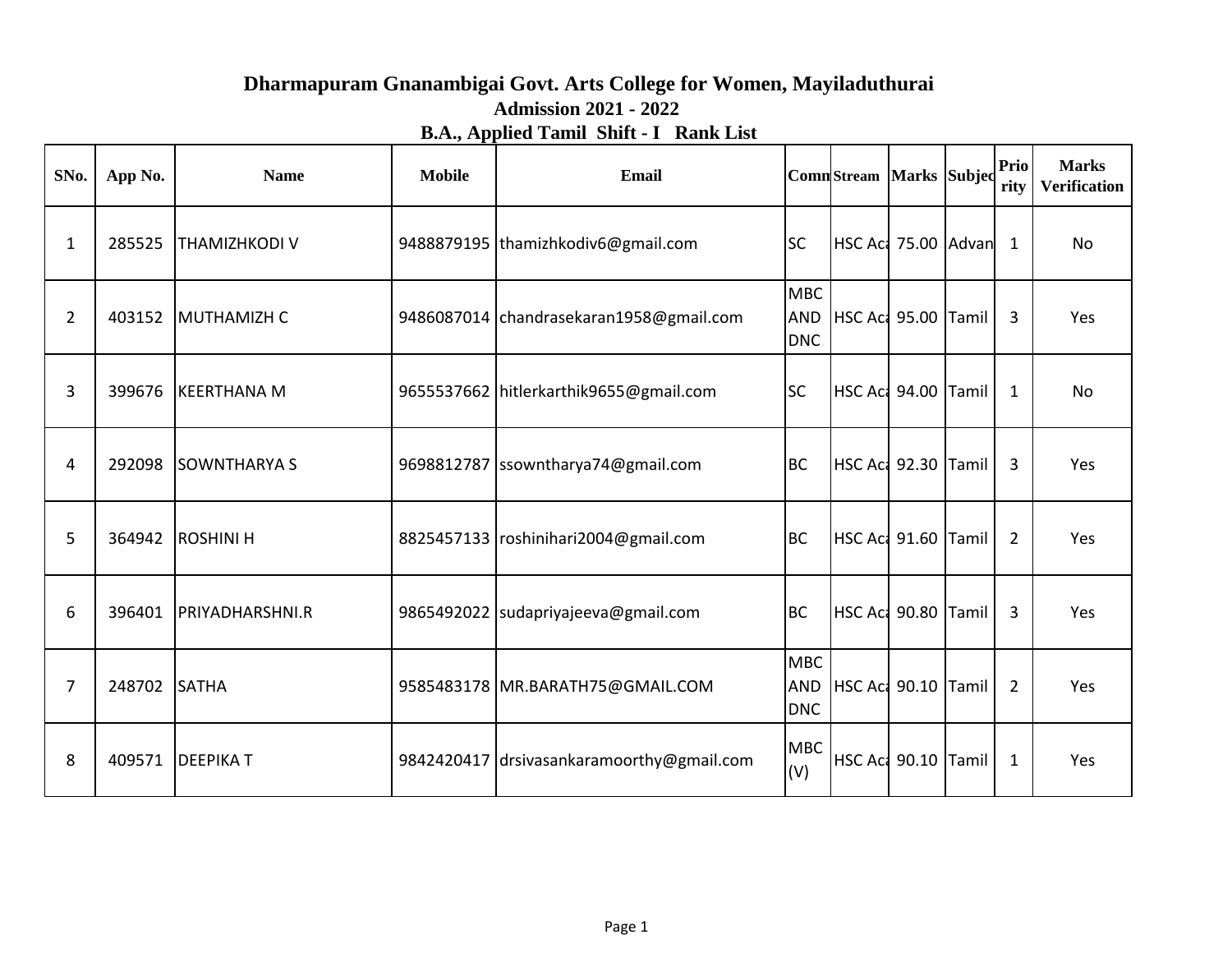# Dharmapuram Gnanambigai Govt. Arts College for Women, Mayiladuthurai

## Admission 2021 - 2022

### B.A., Applied Tamil Shift - I Rank List

| SNo. | App No. | Name | Mobile | Email | Comm | Stream | Marks | Subjec | Priority | Marks Verification |
|---|---|---|---|---|---|---|---|---|---|---|
| 1 | 285525 | THAMIZHKODI V | 9488879195 | thamizhkodiv6@gmail.com | SC | HSC Aca | 75.00 | Advan | 1 | No |
| 2 | 403152 | MUTHAMIZH C | 9486087014 | chandrasekaran1958@gmail.com | MBC AND DNC | HSC Aca | 95.00 | Tamil | 3 | Yes |
| 3 | 399676 | KEERTHANA M | 9655537662 | hitlerkarthik9655@gmail.com | SC | HSC Aca | 94.00 | Tamil | 1 | No |
| 4 | 292098 | SOWNTHARYA S | 9698812787 | ssowntharya74@gmail.com | BC | HSC Aca | 92.30 | Tamil | 3 | Yes |
| 5 | 364942 | ROSHINI H | 8825457133 | roshinihari2004@gmail.com | BC | HSC Aca | 91.60 | Tamil | 2 | Yes |
| 6 | 396401 | PRIYADHARSHNI.R | 9865492022 | sudapriyajeeva@gmail.com | BC | HSC Aca | 90.80 | Tamil | 3 | Yes |
| 7 | 248702 | SATHA | 9585483178 | MR.BARATH75@GMAIL.COM | MBC AND DNC | HSC Aca | 90.10 | Tamil | 2 | Yes |
| 8 | 409571 | DEEPIKA T | 9842420417 | drsivasankaramoorthy@gmail.com | MBC (V) | HSC Aca | 90.10 | Tamil | 1 | Yes |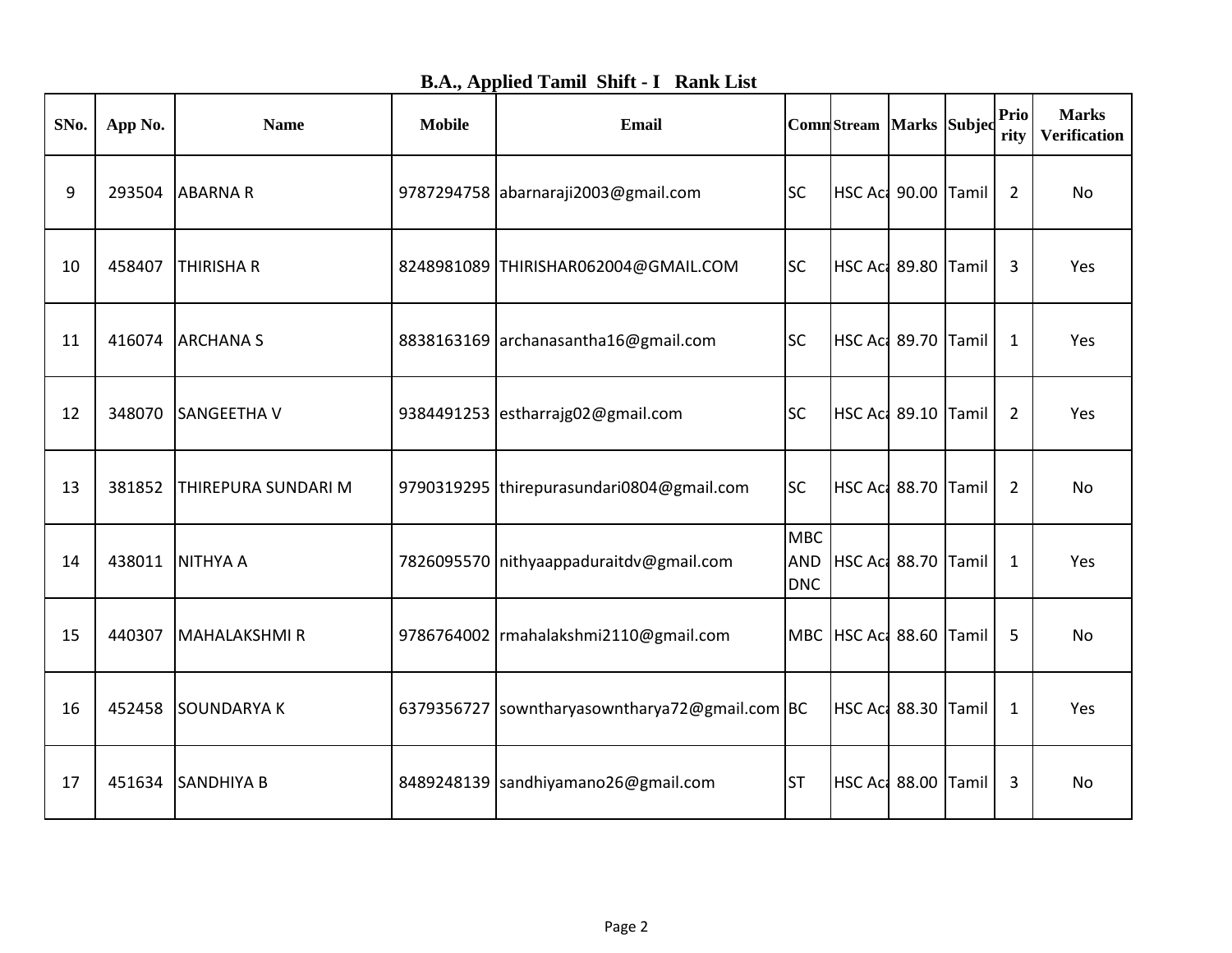## B.A., Applied Tamil Shift - I Rank List

| SNo. | App No. | Name | Mobile | Email | Comm | Stream | Marks | Subject | Priority | Marks Verification |
|---|---|---|---|---|---|---|---|---|---|---|
| 9 | 293504 | ABARNA R | 9787294758 | abarnaraji2003@gmail.com | SC | HSC Aca | 90.00 | Tamil | 2 | No |
| 10 | 458407 | THIRISHA R | 8248981089 | THIRISHAR062004@GMAIL.COM | SC | HSC Aca | 89.80 | Tamil | 3 | Yes |
| 11 | 416074 | ARCHANA S | 8838163169 | archanasantha16@gmail.com | SC | HSC Aca | 89.70 | Tamil | 1 | Yes |
| 12 | 348070 | SANGEETHA V | 9384491253 | estharrajg02@gmail.com | SC | HSC Aca | 89.10 | Tamil | 2 | Yes |
| 13 | 381852 | THIREPURA SUNDARI M | 9790319295 | thirepurasundari0804@gmail.com | SC | HSC Aca | 88.70 | Tamil | 2 | No |
| 14 | 438011 | NITHYA A | 7826095570 | nithyaappaduraitdv@gmail.com | MBC AND DNC | HSC Aca | 88.70 | Tamil | 1 | Yes |
| 15 | 440307 | MAHALAKSHMI R | 9786764002 | rmahalakshmi2110@gmail.com | MBC | HSC Aca | 88.60 | Tamil | 5 | No |
| 16 | 452458 | SOUNDARYA K | 6379356727 | sowntharyasowntharya72@gmail.com | BC | HSC Aca | 88.30 | Tamil | 1 | Yes |
| 17 | 451634 | SANDHIYA B | 8489248139 | sandhiyamano26@gmail.com | ST | HSC Aca | 88.00 | Tamil | 3 | No |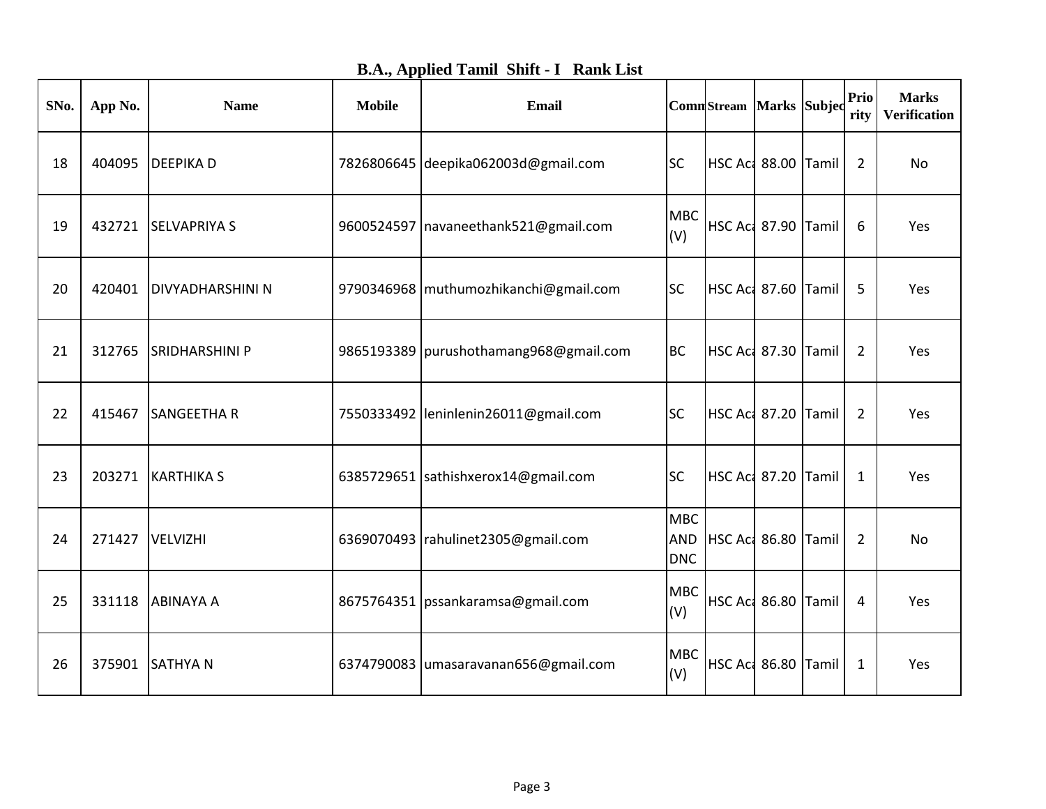## B.A., Applied Tamil Shift - I Rank List

| SNo. | App No. | Name | Mobile | Email | Comm | Stream | Marks | Subjec | Prio rity | Marks Verification |
|---|---|---|---|---|---|---|---|---|---|---|
| 18 | 404095 | DEEPIKA D | 7826806645 | deepika062003d@gmail.com | SC | HSC Aca | 88.00 | Tamil | 2 | No |
| 19 | 432721 | SELVAPRIYA S | 9600524597 | navaneethank521@gmail.com | MBC (V) | HSC Aca | 87.90 | Tamil | 6 | Yes |
| 20 | 420401 | DIVYADHARSHINI N | 9790346968 | muthumozhikanchi@gmail.com | SC | HSC Aca | 87.60 | Tamil | 5 | Yes |
| 21 | 312765 | SRIDHARSHINI P | 9865193389 | purushothamang968@gmail.com | BC | HSC Aca | 87.30 | Tamil | 2 | Yes |
| 22 | 415467 | SANGEETHA R | 7550333492 | leninlenin26011@gmail.com | SC | HSC Aca | 87.20 | Tamil | 2 | Yes |
| 23 | 203271 | KARTHIKA S | 6385729651 | sathishxerox14@gmail.com | SC | HSC Aca | 87.20 | Tamil | 1 | Yes |
| 24 | 271427 | VELVIZHI | 6369070493 | rahulinet2305@gmail.com | MBC AND DNC | HSC Aca | 86.80 | Tamil | 2 | No |
| 25 | 331118 | ABINAYA A | 8675764351 | pssankaramsa@gmail.com | MBC (V) | HSC Aca | 86.80 | Tamil | 4 | Yes |
| 26 | 375901 | SATHYA N | 6374790083 | umasaravanan656@gmail.com | MBC (V) | HSC Aca | 86.80 | Tamil | 1 | Yes |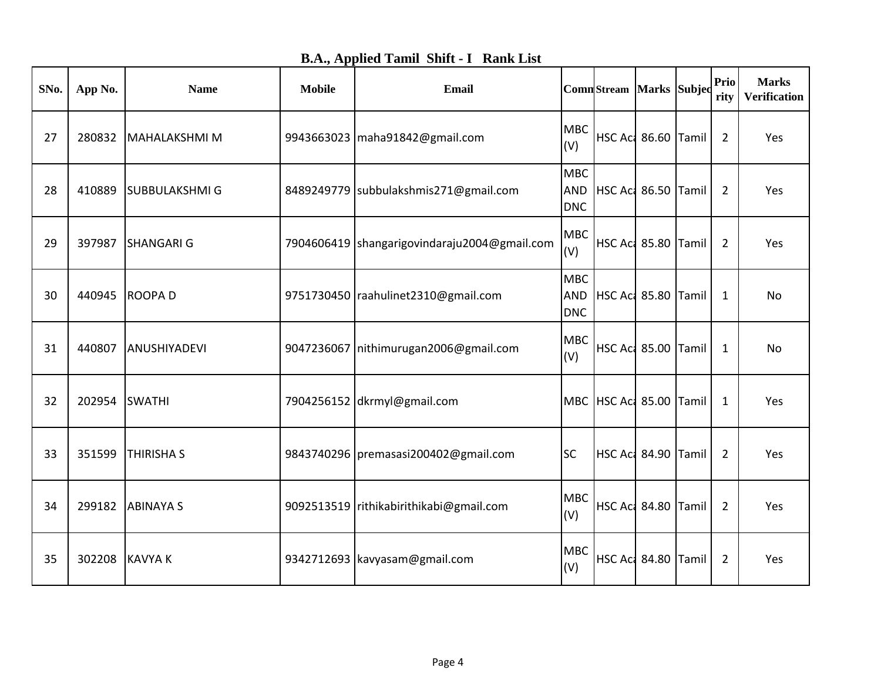## B.A., Applied Tamil Shift - I Rank List

| SNo. | App No. | Name | Mobile | Email | Comm | Stream | Marks | Subjec | Prio rity | Marks Verification |
|---|---|---|---|---|---|---|---|---|---|---|
| 27 | 280832 | MAHALAKSHMI M | 9943663023 | maha91842@gmail.com | MBC (V) | HSC Aca | 86.60 | Tamil | 2 | Yes |
| 28 | 410889 | SUBBULAKSHMI G | 8489249779 | subbulakshmis271@gmail.com | MBC AND DNC | HSC Aca | 86.50 | Tamil | 2 | Yes |
| 29 | 397987 | SHANGARI G | 7904606419 | shangarigovindaraju2004@gmail.com | MBC (V) | HSC Aca | 85.80 | Tamil | 2 | Yes |
| 30 | 440945 | ROOPA D | 9751730450 | raahulinet2310@gmail.com | MBC AND DNC | HSC Aca | 85.80 | Tamil | 1 | No |
| 31 | 440807 | ANUSHIYADEVI | 9047236067 | nithimurugan2006@gmail.com | MBC (V) | HSC Aca | 85.00 | Tamil | 1 | No |
| 32 | 202954 | SWATHI | 7904256152 | dkrmyl@gmail.com | MBC | HSC Aca | 85.00 | Tamil | 1 | Yes |
| 33 | 351599 | THIRISHA S | 9843740296 | premasasi200402@gmail.com | SC | HSC Aca | 84.90 | Tamil | 2 | Yes |
| 34 | 299182 | ABINAYA S | 9092513519 | rithikabirithikabi@gmail.com | MBC (V) | HSC Aca | 84.80 | Tamil | 2 | Yes |
| 35 | 302208 | KAVYA K | 9342712693 | kavyasam@gmail.com | MBC (V) | HSC Aca | 84.80 | Tamil | 2 | Yes |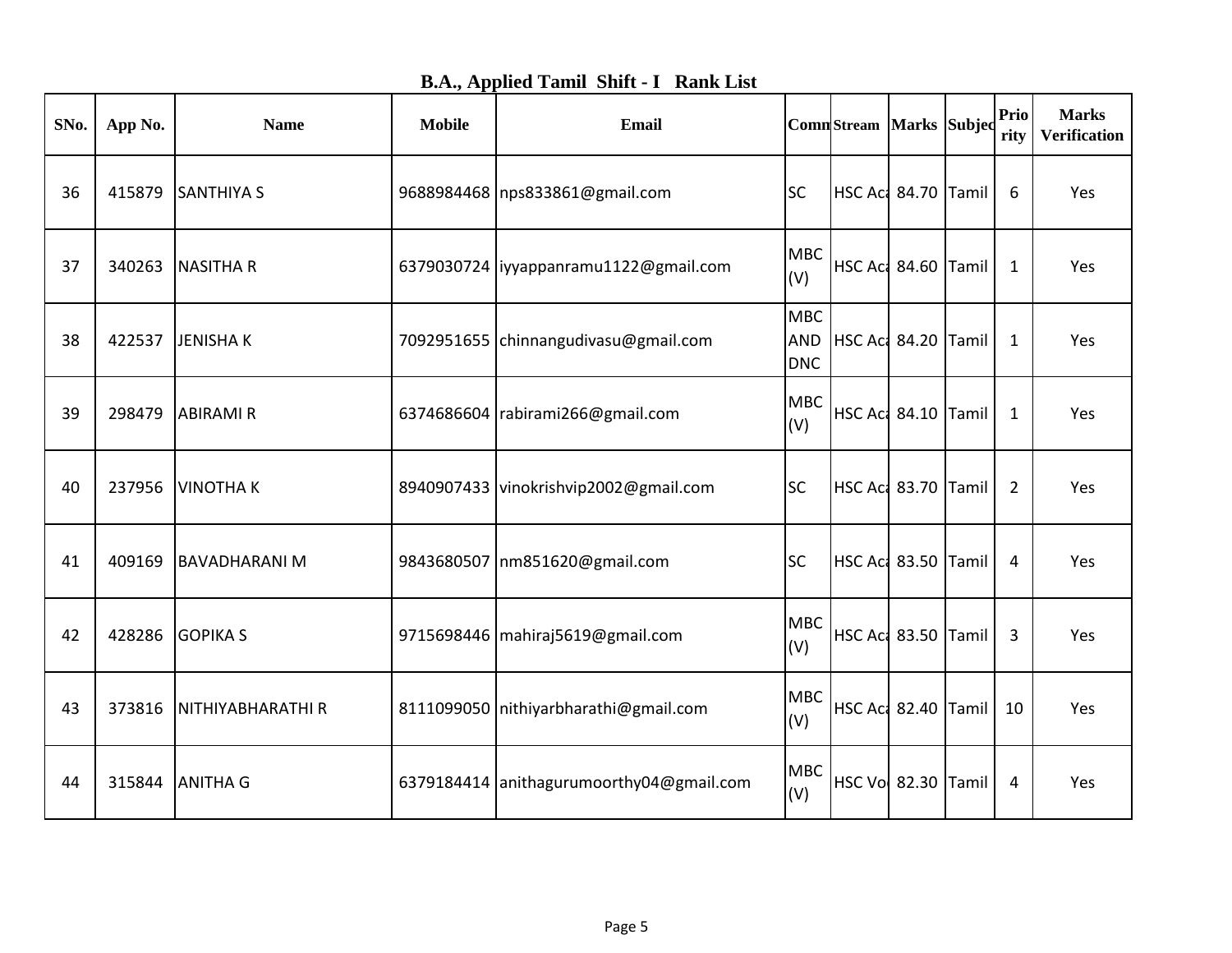## B.A., Applied Tamil Shift - I Rank List

| SNo. | App No. | Name | Mobile | Email | Comm | Stream | Marks | Subjec | Priority | Marks Verification |
|---|---|---|---|---|---|---|---|---|---|---|
| 36 | 415879 | SANTHIYA S | 9688984468 | nps833861@gmail.com | SC | HSC Aca | 84.70 | Tamil | 6 | Yes |
| 37 | 340263 | NASITHA R | 6379030724 | iyyappanramu1122@gmail.com | MBC (V) | HSC Aca | 84.60 | Tamil | 1 | Yes |
| 38 | 422537 | JENISHA K | 7092951655 | chinnangudivasu@gmail.com | MBC AND DNC | HSC Aca | 84.20 | Tamil | 1 | Yes |
| 39 | 298479 | ABIRAMI R | 6374686604 | rabirami266@gmail.com | MBC (V) | HSC Aca | 84.10 | Tamil | 1 | Yes |
| 40 | 237956 | VINOTHA K | 8940907433 | vinokrishvip2002@gmail.com | SC | HSC Aca | 83.70 | Tamil | 2 | Yes |
| 41 | 409169 | BAVADHARANI M | 9843680507 | nm851620@gmail.com | SC | HSC Aca | 83.50 | Tamil | 4 | Yes |
| 42 | 428286 | GOPIKA S | 9715698446 | mahiraj5619@gmail.com | MBC (V) | HSC Aca | 83.50 | Tamil | 3 | Yes |
| 43 | 373816 | NITHIYABHARATHI R | 8111099050 | nithiyarbharathi@gmail.com | MBC (V) | HSC Aca | 82.40 | Tamil | 10 | Yes |
| 44 | 315844 | ANITHA G | 6379184414 | anithagurumoorthy04@gmail.com | MBC (V) | HSC Vo | 82.30 | Tamil | 4 | Yes |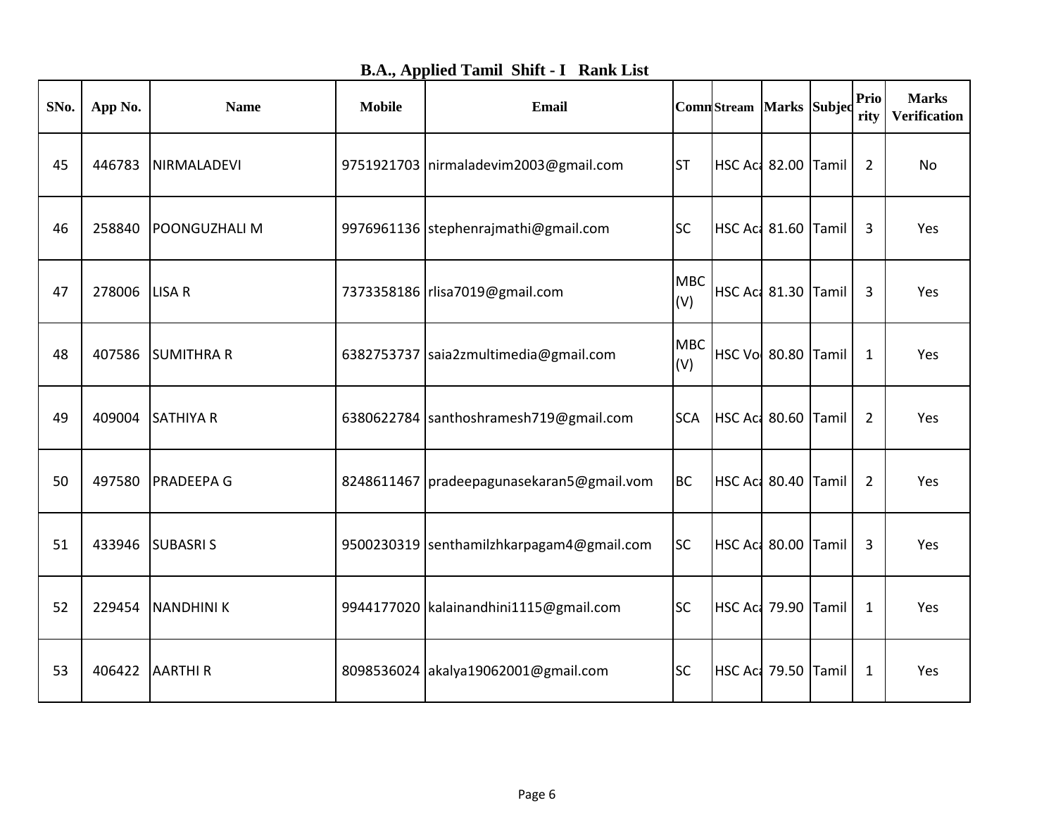## B.A., Applied Tamil Shift - I Rank List

| SNo. | App No. | Name | Mobile | Email | Comm | Stream | Marks | Subjec | Prio rity | Marks Verification |
|---|---|---|---|---|---|---|---|---|---|---|
| 45 | 446783 | NIRMALADEVI | 9751921703 | nirmaladevim2003@gmail.com | ST | HSC Aca | 82.00 | Tamil | 2 | No |
| 46 | 258840 | POONGUZHALI M | 9976961136 | stephenrajmathi@gmail.com | SC | HSC Aca | 81.60 | Tamil | 3 | Yes |
| 47 | 278006 | LISA R | 7373358186 | rlisa7019@gmail.com | MBC (V) | HSC Aca | 81.30 | Tamil | 3 | Yes |
| 48 | 407586 | SUMITHRA R | 6382753737 | saia2zmultimedia@gmail.com | MBC (V) | HSC Vo | 80.80 | Tamil | 1 | Yes |
| 49 | 409004 | SATHIYA R | 6380622784 | santhoshramesh719@gmail.com | SCA | HSC Aca | 80.60 | Tamil | 2 | Yes |
| 50 | 497580 | PRADEEPA G | 8248611467 | pradeepagunasekaran5@gmail.vom | BC | HSC Aca | 80.40 | Tamil | 2 | Yes |
| 51 | 433946 | SUBASRI S | 9500230319 | senthamilzhkarpagam4@gmail.com | SC | HSC Aca | 80.00 | Tamil | 3 | Yes |
| 52 | 229454 | NANDHINI K | 9944177020 | kalainandhini1115@gmail.com | SC | HSC Aca | 79.90 | Tamil | 1 | Yes |
| 53 | 406422 | AARTHI R | 8098536024 | akalya19062001@gmail.com | SC | HSC Aca | 79.50 | Tamil | 1 | Yes |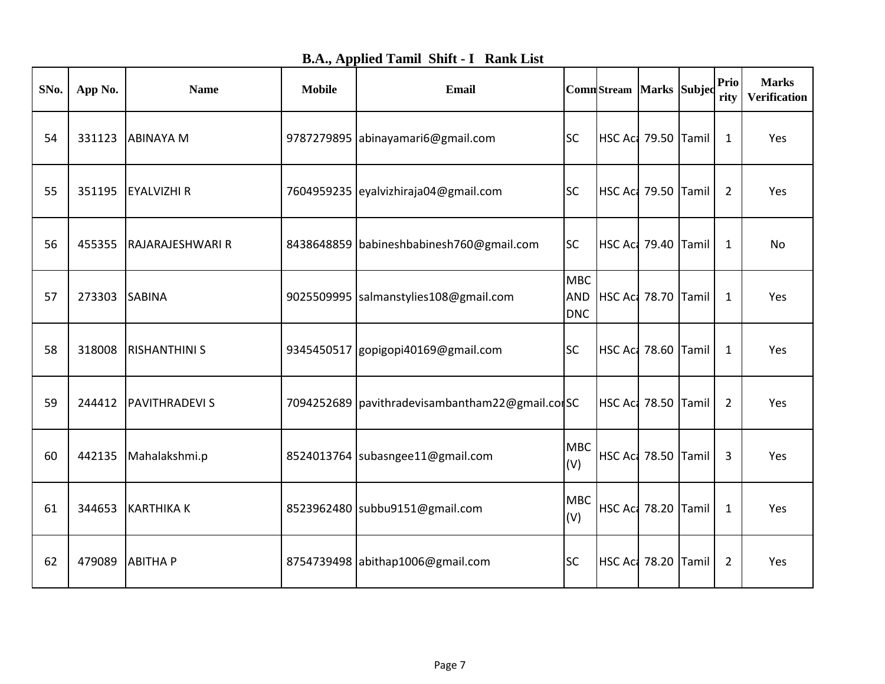**B.A., Applied Tamil Shift - I Rank List**

| SNo. | App No. | Name | Mobile | Email | Comm | Stream | Marks | Subjec | Prio rity | Marks Verification |
|---|---|---|---|---|---|---|---|---|---|---|
| 54 | 331123 | ABINAYA M | 9787279895 | abinayamari6@gmail.com | SC | HSC Aca | 79.50 | Tamil | 1 | Yes |
| 55 | 351195 | EYALVIZHI R | 7604959235 | eyalvizhiraja04@gmail.com | SC | HSC Aca | 79.50 | Tamil | 2 | Yes |
| 56 | 455355 | RAJARAJESHWARI R | 8438648859 | babineshbabinesh760@gmail.com | SC | HSC Aca | 79.40 | Tamil | 1 | No |
| 57 | 273303 | SABINA | 9025509995 | salmanstylies108@gmail.com | MBC AND DNC | HSC Aca | 78.70 | Tamil | 1 | Yes |
| 58 | 318008 | RISHANTHINI S | 9345450517 | gopigopi40169@gmail.com | SC | HSC Aca | 78.60 | Tamil | 1 | Yes |
| 59 | 244412 | PAVITHRADEVI S | 7094252689 | pavithradevisambantham22@gmail.cor | SC | HSC Aca | 78.50 | Tamil | 2 | Yes |
| 60 | 442135 | Mahalakshmi.p | 8524013764 | subasngee11@gmail.com | MBC (V) | HSC Aca | 78.50 | Tamil | 3 | Yes |
| 61 | 344653 | KARTHIKA K | 8523962480 | subbu9151@gmail.com | MBC (V) | HSC Aca | 78.20 | Tamil | 1 | Yes |
| 62 | 479089 | ABITHA P | 8754739498 | abithap1006@gmail.com | SC | HSC Aca | 78.20 | Tamil | 2 | Yes |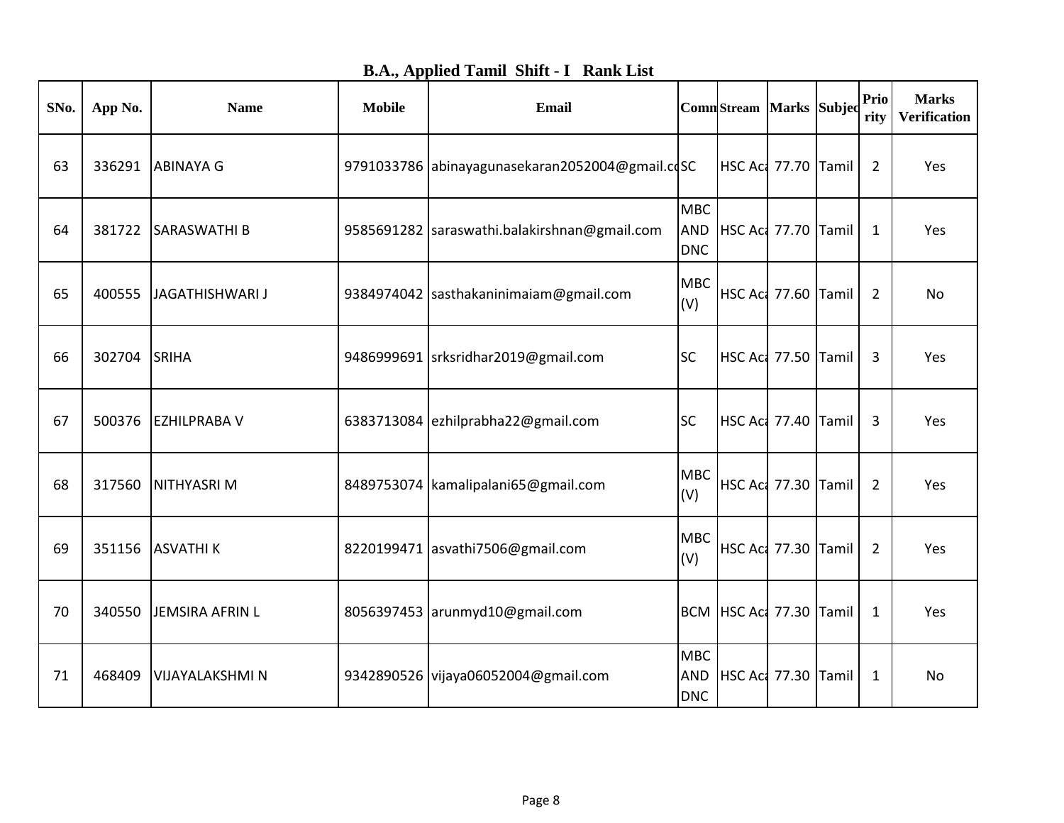## B.A., Applied Tamil Shift - I Rank List

| SNo. | App No. | Name | Mobile | Email | Comn | Stream | Marks | Subjec | Prio rity | Marks Verification |
|---|---|---|---|---|---|---|---|---|---|---|
| 63 | 336291 | ABINAYA G | 9791033786 | abinayagunasekaran2052004@gmail.co | SC | HSC Aca | 77.70 | Tamil | 2 | Yes |
| 64 | 381722 | SARASWATHI B | 9585691282 | saraswathi.balakirshnan@gmail.com | MBC AND DNC | HSC Aca | 77.70 | Tamil | 1 | Yes |
| 65 | 400555 | JAGATHISHWARI J | 9384974042 | sasthakaninimaiam@gmail.com | MBC (V) | HSC Aca | 77.60 | Tamil | 2 | No |
| 66 | 302704 | SRIHA | 9486999691 | srksridhar2019@gmail.com | SC | HSC Aca | 77.50 | Tamil | 3 | Yes |
| 67 | 500376 | EZHILPRABA V | 6383713084 | ezhilprabha22@gmail.com | SC | HSC Aca | 77.40 | Tamil | 3 | Yes |
| 68 | 317560 | NITHYASRI M | 8489753074 | kamalipalani65@gmail.com | MBC (V) | HSC Aca | 77.30 | Tamil | 2 | Yes |
| 69 | 351156 | ASVATHI K | 8220199471 | asvathi7506@gmail.com | MBC (V) | HSC Aca | 77.30 | Tamil | 2 | Yes |
| 70 | 340550 | JEMSIRA AFRIN L | 8056397453 | arunmyd10@gmail.com | BCM | HSC Aca | 77.30 | Tamil | 1 | Yes |
| 71 | 468409 | VIJAYALAKSHMI N | 9342890526 | vijaya06052004@gmail.com | MBC AND DNC | HSC Aca | 77.30 | Tamil | 1 | No |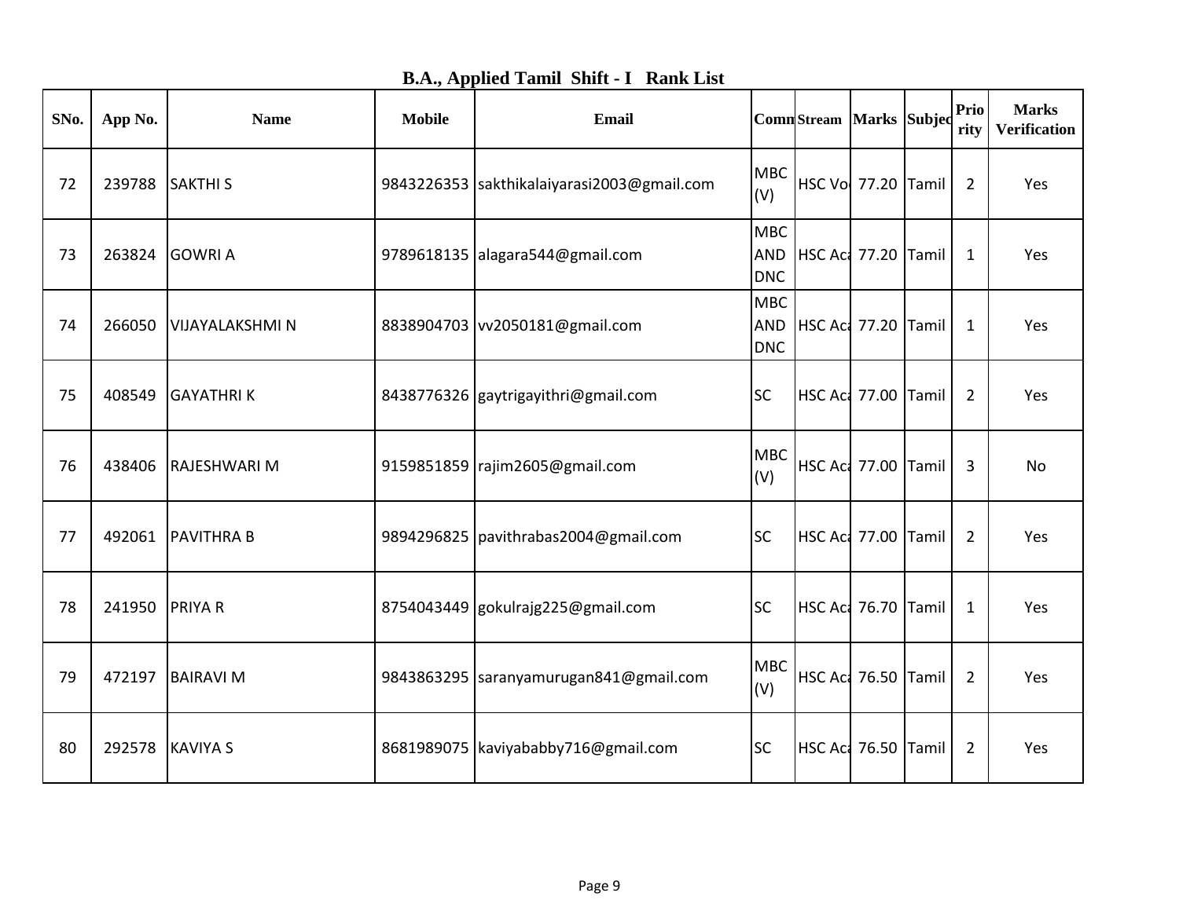# B.A., Applied Tamil Shift - I Rank List

| SNo. | App No. | Name | Mobile | Email | Comm | Stream | Marks | Subject | Priority | Marks Verification |
|---|---|---|---|---|---|---|---|---|---|---|
| 72 | 239788 | SAKTHI S | 9843226353 | sakthikalaiyarasi2003@gmail.com | MBC (V) | HSC Vo | 77.20 | Tamil | 2 | Yes |
| 73 | 263824 | GOWRI A | 9789618135 | alagara544@gmail.com | MBC AND DNC | HSC Aca | 77.20 | Tamil | 1 | Yes |
| 74 | 266050 | VIJAYALAKSHMI N | 8838904703 | vv2050181@gmail.com | MBC AND DNC | HSC Aca | 77.20 | Tamil | 1 | Yes |
| 75 | 408549 | GAYATHRI K | 8438776326 | gaytrigayithri@gmail.com | SC | HSC Aca | 77.00 | Tamil | 2 | Yes |
| 76 | 438406 | RAJESHWARI M | 9159851859 | rajim2605@gmail.com | MBC (V) | HSC Aca | 77.00 | Tamil | 3 | No |
| 77 | 492061 | PAVITHRA B | 9894296825 | pavithrabas2004@gmail.com | SC | HSC Aca | 77.00 | Tamil | 2 | Yes |
| 78 | 241950 | PRIYA R | 8754043449 | gokulrajg225@gmail.com | SC | HSC Aca | 76.70 | Tamil | 1 | Yes |
| 79 | 472197 | BAIRAVI M | 9843863295 | saranyamurugan841@gmail.com | MBC (V) | HSC Aca | 76.50 | Tamil | 2 | Yes |
| 80 | 292578 | KAVIYA S | 8681989075 | kaviyababby716@gmail.com | SC | HSC Aca | 76.50 | Tamil | 2 | Yes |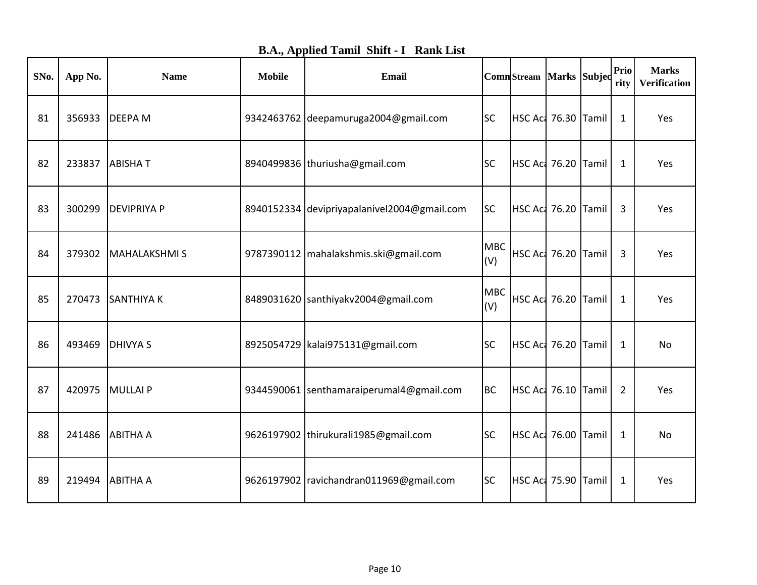# B.A., Applied Tamil Shift - I Rank List

| SNo. | App No. | Name | Mobile | Email | Comm | Stream | Marks | Subjec | Prio rity | Marks Verification |
|---|---|---|---|---|---|---|---|---|---|---|
| 81 | 356933 | DEEPA M | 9342463762 | deepamuruga2004@gmail.com | SC | HSC Aca | 76.30 | Tamil | 1 | Yes |
| 82 | 233837 | ABISHA T | 8940499836 | thuriusha@gmail.com | SC | HSC Aca | 76.20 | Tamil | 1 | Yes |
| 83 | 300299 | DEVIPRIYA P | 8940152334 | devipriyapalanivel2004@gmail.com | SC | HSC Aca | 76.20 | Tamil | 3 | Yes |
| 84 | 379302 | MAHALAKSHMI S | 9787390112 | mahalakshmis.ski@gmail.com | MBC (V) | HSC Aca | 76.20 | Tamil | 3 | Yes |
| 85 | 270473 | SANTHIYA K | 8489031620 | santhiyakv2004@gmail.com | MBC (V) | HSC Aca | 76.20 | Tamil | 1 | Yes |
| 86 | 493469 | DHIVYA S | 8925054729 | kalai975131@gmail.com | SC | HSC Aca | 76.20 | Tamil | 1 | No |
| 87 | 420975 | MULLAI P | 9344590061 | senthamaraiperumal4@gmail.com | BC | HSC Aca | 76.10 | Tamil | 2 | Yes |
| 88 | 241486 | ABITHA A | 9626197902 | thirukurali1985@gmail.com | SC | HSC Aca | 76.00 | Tamil | 1 | No |
| 89 | 219494 | ABITHA A | 9626197902 | ravichandran011969@gmail.com | SC | HSC Aca | 75.90 | Tamil | 1 | Yes |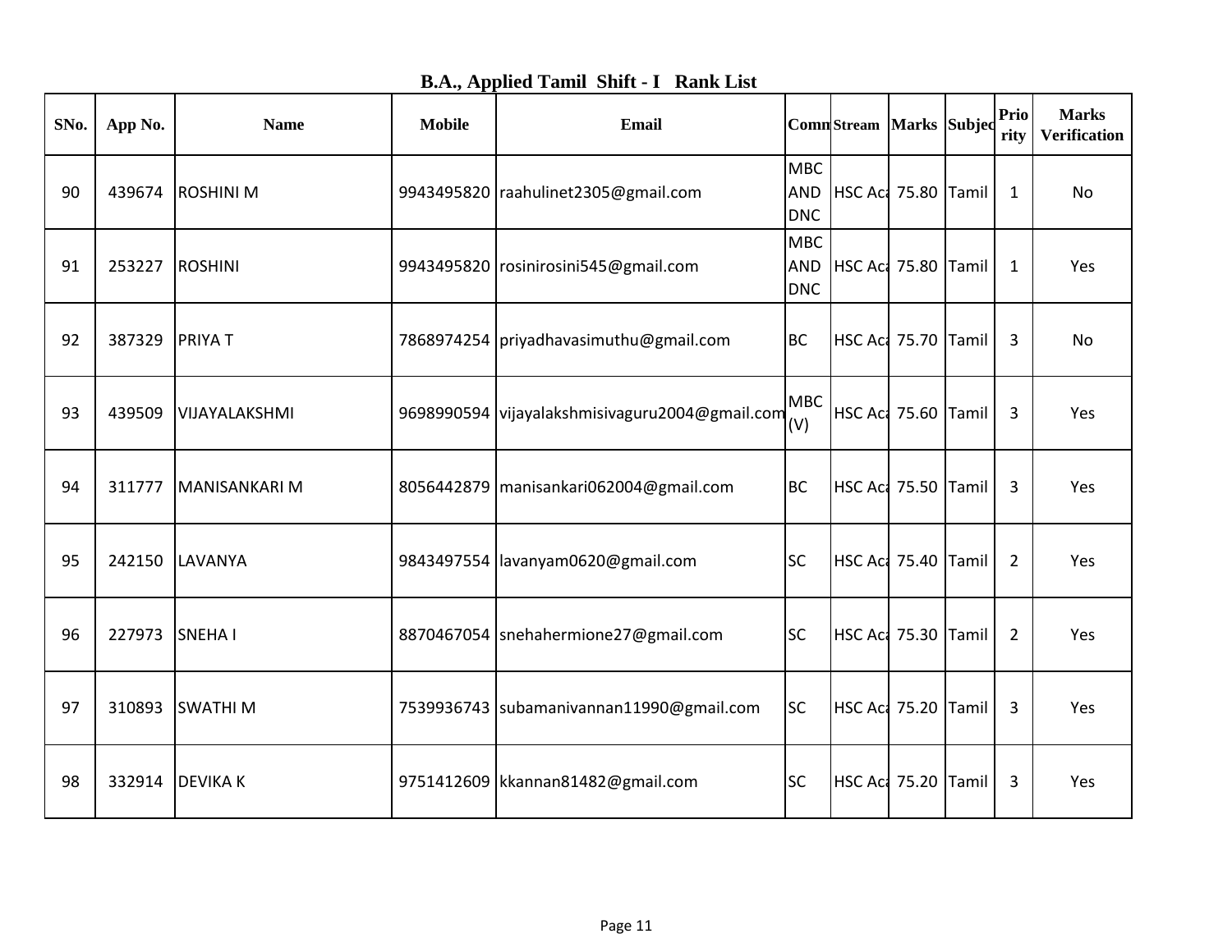## B.A., Applied Tamil Shift - I Rank List

| SNo. | App No. | Name | Mobile | Email | Comm | Stream | Marks | Subjec | Prio rity | Marks Verification |
|---|---|---|---|---|---|---|---|---|---|---|
| 90 | 439674 | ROSHINI M | 9943495820 | raahulinet2305@gmail.com | MBC AND DNC | HSC Aca | 75.80 | Tamil | 1 | No |
| 91 | 253227 | ROSHINI | 9943495820 | rosinirosini545@gmail.com | MBC AND DNC | HSC Aca | 75.80 | Tamil | 1 | Yes |
| 92 | 387329 | PRIYA T | 7868974254 | priyadhavasimuthu@gmail.com | BC | HSC Aca | 75.70 | Tamil | 3 | No |
| 93 | 439509 | VIJAYALAKSHMI | 9698990594 | vijayalakshmisivaguru2004@gmail.com | MBC (V) | HSC Aca | 75.60 | Tamil | 3 | Yes |
| 94 | 311777 | MANISANKARI M | 8056442879 | manisankari062004@gmail.com | BC | HSC Aca | 75.50 | Tamil | 3 | Yes |
| 95 | 242150 | LAVANYA | 9843497554 | lavanyam0620@gmail.com | SC | HSC Aca | 75.40 | Tamil | 2 | Yes |
| 96 | 227973 | SNEHA I | 8870467054 | snehahermione27@gmail.com | SC | HSC Aca | 75.30 | Tamil | 2 | Yes |
| 97 | 310893 | SWATHI M | 7539936743 | subamanivannan11990@gmail.com | SC | HSC Aca | 75.20 | Tamil | 3 | Yes |
| 98 | 332914 | DEVIKA K | 9751412609 | kkannan81482@gmail.com | SC | HSC Aca | 75.20 | Tamil | 3 | Yes |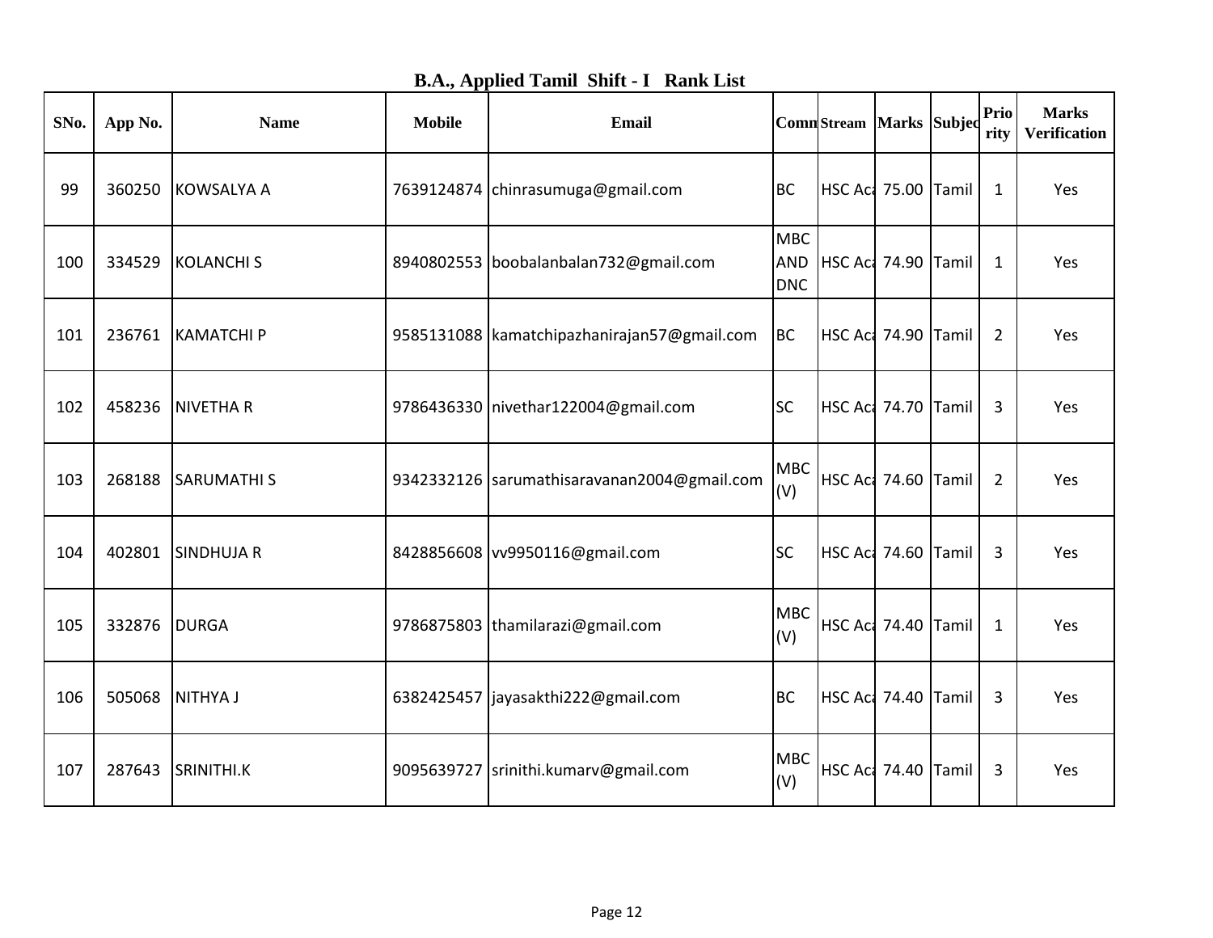## B.A., Applied Tamil Shift - I Rank List

| SNo. | App No. | Name | Mobile | Email | Comm | Stream | Marks | Subject | Priority | Marks Verification |
|---|---|---|---|---|---|---|---|---|---|---|
| 99 | 360250 | KOWSALYA A | 7639124874 | chinrasumuga@gmail.com | BC | HSC Aca | 75.00 | Tamil | 1 | Yes |
| 100 | 334529 | KOLANCHI S | 8940802553 | boobalanbalan732@gmail.com | MBC AND DNC | HSC Aca | 74.90 | Tamil | 1 | Yes |
| 101 | 236761 | KAMATCHI P | 9585131088 | kamatchipazhanirajan57@gmail.com | BC | HSC Aca | 74.90 | Tamil | 2 | Yes |
| 102 | 458236 | NIVETHA R | 9786436330 | nivethar122004@gmail.com | SC | HSC Aca | 74.70 | Tamil | 3 | Yes |
| 103 | 268188 | SARUMATHI S | 9342332126 | sarumathisaravanan2004@gmail.com | MBC (V) | HSC Aca | 74.60 | Tamil | 2 | Yes |
| 104 | 402801 | SINDHUJA R | 8428856608 | vv9950116@gmail.com | SC | HSC Aca | 74.60 | Tamil | 3 | Yes |
| 105 | 332876 | DURGA | 9786875803 | thamilarazi@gmail.com | MBC (V) | HSC Aca | 74.40 | Tamil | 1 | Yes |
| 106 | 505068 | NITHYA J | 6382425457 | jayasakthi222@gmail.com | BC | HSC Aca | 74.40 | Tamil | 3 | Yes |
| 107 | 287643 | SRINITHI.K | 9095639727 | srinithi.kumarv@gmail.com | MBC (V) | HSC Aca | 74.40 | Tamil | 3 | Yes |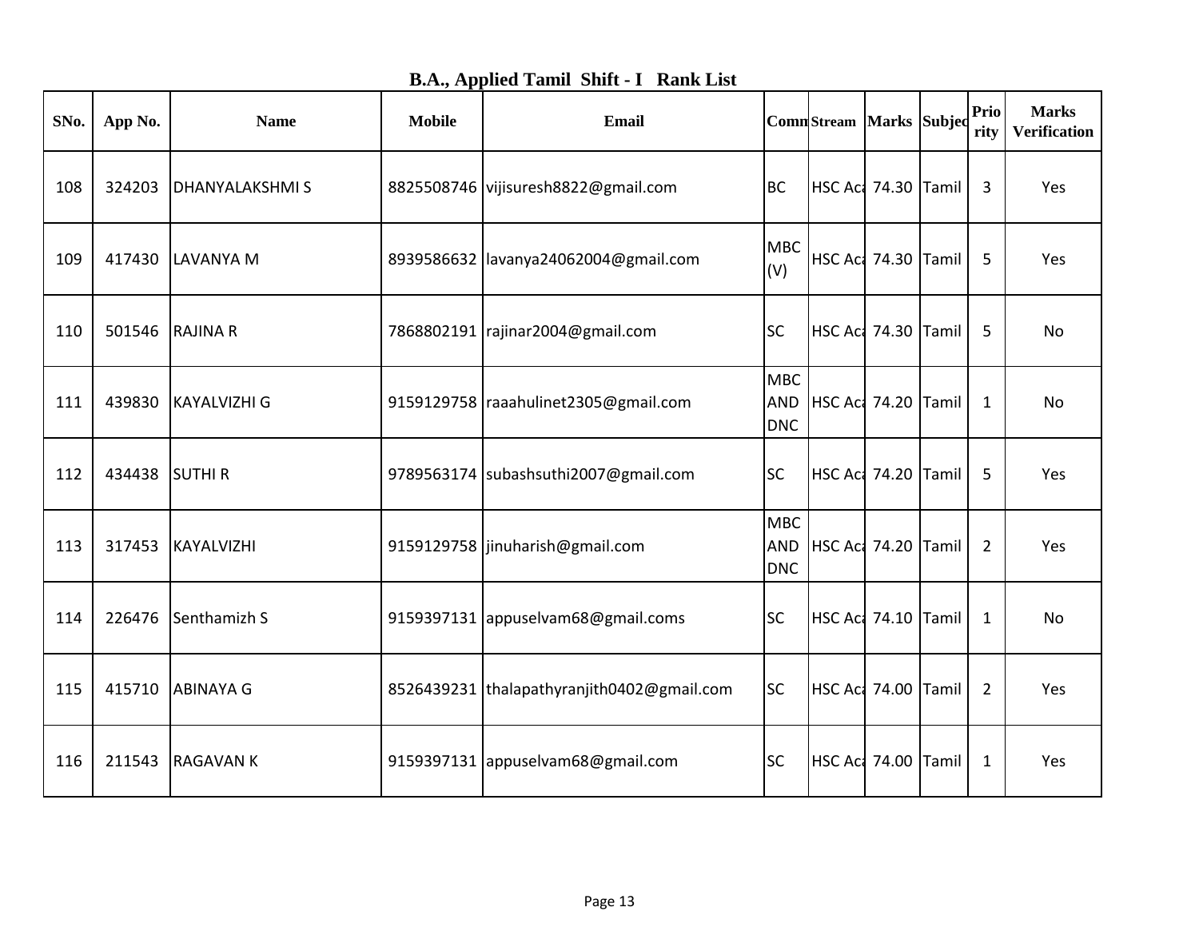## B.A., Applied Tamil Shift - I Rank List

| SNo. | App No. | Name | Mobile | Email | Comn | Stream | Marks | Subjec | Prio rity | Marks Verification |
|---|---|---|---|---|---|---|---|---|---|---|
| 108 | 324203 | DHANYALAKSHMI S | 8825508746 | vijisuresh8822@gmail.com | BC | HSC Aca | 74.30 | Tamil | 3 | Yes |
| 109 | 417430 | LAVANYA M | 8939586632 | lavanya24062004@gmail.com | MBC (V) | HSC Aca | 74.30 | Tamil | 5 | Yes |
| 110 | 501546 | RAJINA R | 7868802191 | rajinar2004@gmail.com | SC | HSC Aca | 74.30 | Tamil | 5 | No |
| 111 | 439830 | KAYALVIZHI G | 9159129758 | raaahulinet2305@gmail.com | MBC AND DNC | HSC Aca | 74.20 | Tamil | 1 | No |
| 112 | 434438 | SUTHI R | 9789563174 | subashsuthi2007@gmail.com | SC | HSC Aca | 74.20 | Tamil | 5 | Yes |
| 113 | 317453 | KAYALVIZHI | 9159129758 | jinuharish@gmail.com | MBC AND DNC | HSC Aca | 74.20 | Tamil | 2 | Yes |
| 114 | 226476 | Senthamizh S | 9159397131 | appuselvam68@gmail.coms | SC | HSC Aca | 74.10 | Tamil | 1 | No |
| 115 | 415710 | ABINAYA G | 8526439231 | thalapathyranjith0402@gmail.com | SC | HSC Aca | 74.00 | Tamil | 2 | Yes |
| 116 | 211543 | RAGAVAN K | 9159397131 | appuselvam68@gmail.com | SC | HSC Aca | 74.00 | Tamil | 1 | Yes |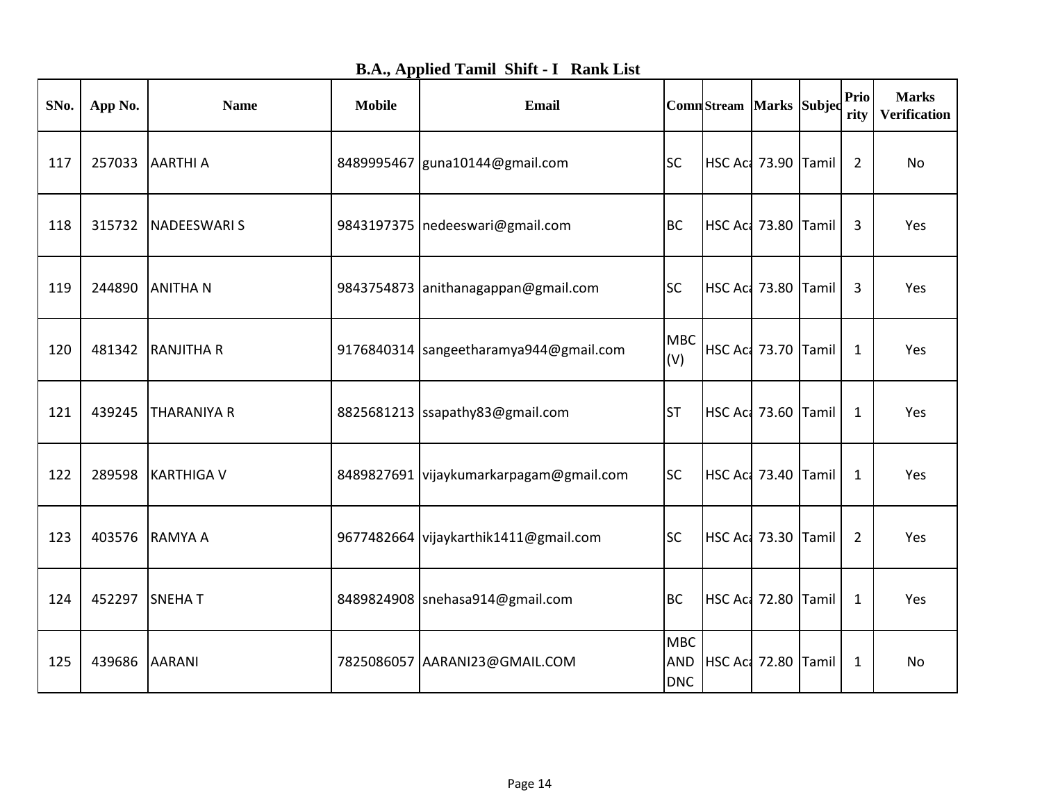## B.A., Applied Tamil Shift - I Rank List

| SNo. | App No. | Name | Mobile | Email | Comn | Stream | Marks | Subjec | Prio rity | Marks Verification |
|---|---|---|---|---|---|---|---|---|---|---|
| 117 | 257033 | AARTHI A | 8489995467 | guna10144@gmail.com | SC | HSC Aca | 73.90 | Tamil | 2 | No |
| 118 | 315732 | NADEESWARI S | 9843197375 | nedeeswari@gmail.com | BC | HSC Aca | 73.80 | Tamil | 3 | Yes |
| 119 | 244890 | ANITHA N | 9843754873 | anithanagappan@gmail.com | SC | HSC Aca | 73.80 | Tamil | 3 | Yes |
| 120 | 481342 | RANJITHA R | 9176840314 | sangeetharamya944@gmail.com | MBC (V) | HSC Aca | 73.70 | Tamil | 1 | Yes |
| 121 | 439245 | THARANIYA R | 8825681213 | ssapathy83@gmail.com | ST | HSC Aca | 73.60 | Tamil | 1 | Yes |
| 122 | 289598 | KARTHIGA V | 8489827691 | vijaykumarkarpagam@gmail.com | SC | HSC Aca | 73.40 | Tamil | 1 | Yes |
| 123 | 403576 | RAMYA A | 9677482664 | vijaykarthik1411@gmail.com | SC | HSC Aca | 73.30 | Tamil | 2 | Yes |
| 124 | 452297 | SNEHA T | 8489824908 | snehasa914@gmail.com | BC | HSC Aca | 72.80 | Tamil | 1 | Yes |
| 125 | 439686 | AARANI | 7825086057 | AARANI23@GMAIL.COM | MBC AND DNC | HSC Aca | 72.80 | Tamil | 1 | No |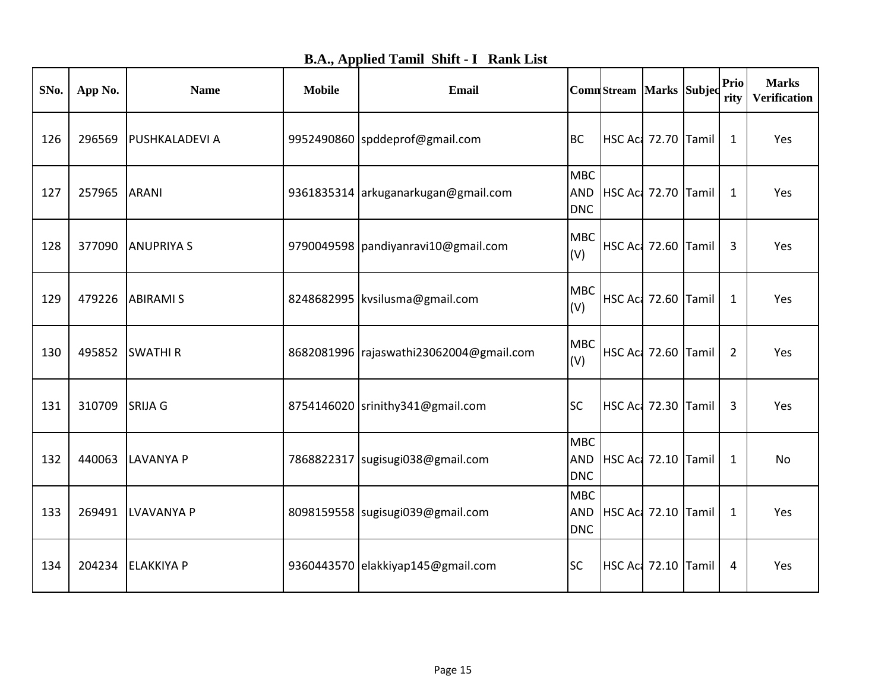# B.A., Applied Tamil Shift - I Rank List

| SNo. | App No. | Name | Mobile | Email | Comm | Stream | Marks | Subjec | Prio rity | Marks Verification |
|---|---|---|---|---|---|---|---|---|---|---|
| 126 | 296569 | PUSHKALADEVI A | 9952490860 | spddeprof@gmail.com | BC | HSC Aca | 72.70 | Tamil | 1 | Yes |
| 127 | 257965 | ARANI | 9361835314 | arkuganarkugan@gmail.com | MBC AND DNC | HSC Aca | 72.70 | Tamil | 1 | Yes |
| 128 | 377090 | ANUPRIYA S | 9790049598 | pandiyanravi10@gmail.com | MBC (V) | HSC Aca | 72.60 | Tamil | 3 | Yes |
| 129 | 479226 | ABIRAMI S | 8248682995 | kvsilusma@gmail.com | MBC (V) | HSC Aca | 72.60 | Tamil | 1 | Yes |
| 130 | 495852 | SWATHI R | 8682081996 | rajaswathi23062004@gmail.com | MBC (V) | HSC Aca | 72.60 | Tamil | 2 | Yes |
| 131 | 310709 | SRIJA G | 8754146020 | srinithy341@gmail.com | SC | HSC Aca | 72.30 | Tamil | 3 | Yes |
| 132 | 440063 | LAVANYA P | 7868822317 | sugisugi038@gmail.com | MBC AND DNC | HSC Aca | 72.10 | Tamil | 1 | No |
| 133 | 269491 | LVAVANYA P | 8098159558 | sugisugi039@gmail.com | MBC AND DNC | HSC Aca | 72.10 | Tamil | 1 | Yes |
| 134 | 204234 | ELAKKIYA P | 9360443570 | elakkiyap145@gmail.com | SC | HSC Aca | 72.10 | Tamil | 4 | Yes |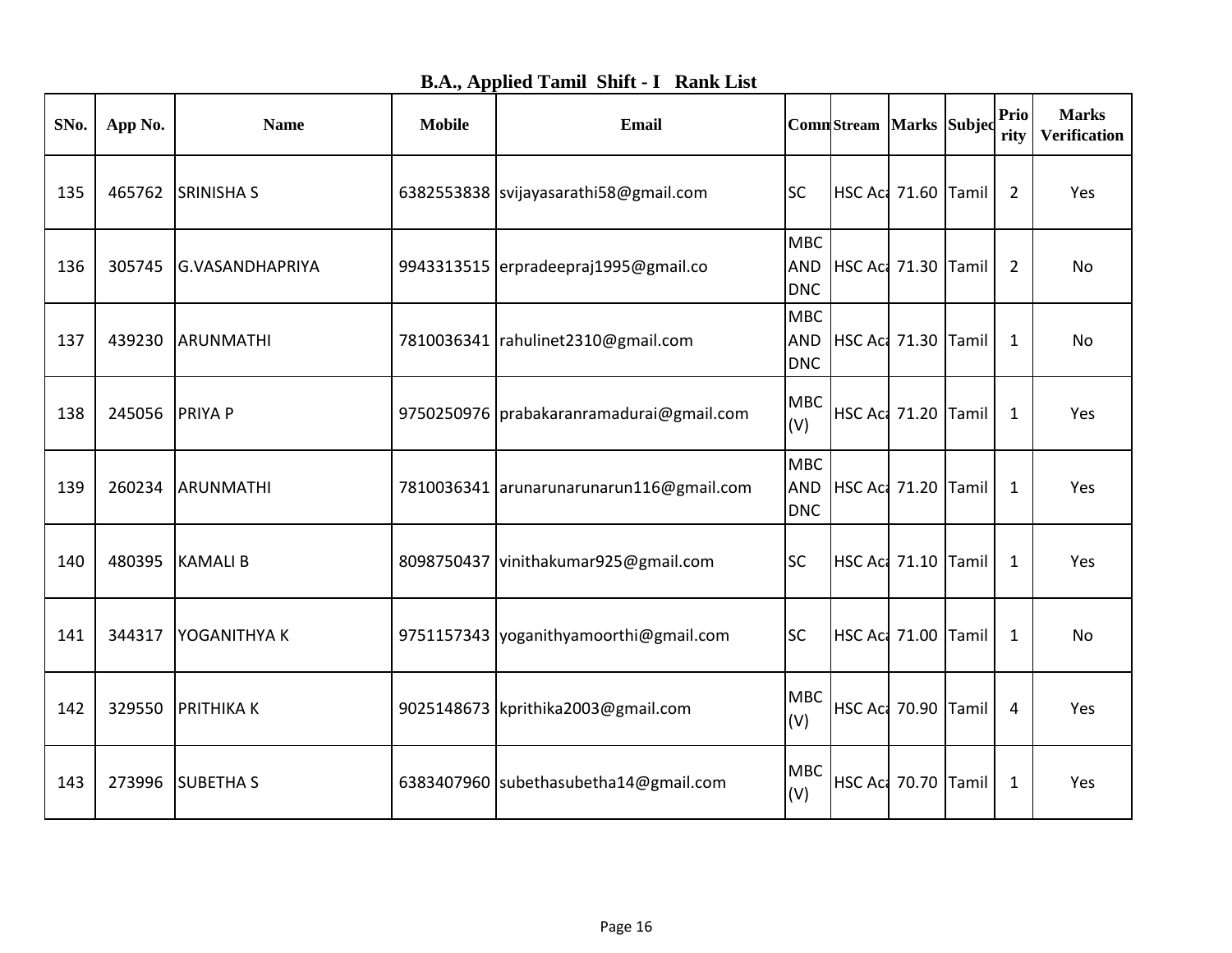# B.A., Applied Tamil Shift - I Rank List

| SNo. | App No. | Name | Mobile | Email | Comm | Stream | Marks | Subject | Priority | Marks Verification |
|---|---|---|---|---|---|---|---|---|---|---|
| 135 | 465762 | SRINISHA S | 6382553838 | svijayasarathi58@gmail.com | SC | HSC Aca | 71.60 | Tamil | 2 | Yes |
| 136 | 305745 | G.VASANDHAPRIYA | 9943313515 | erpradeepraj1995@gmail.co | MBC AND DNC | HSC Aca | 71.30 | Tamil | 2 | No |
| 137 | 439230 | ARUNMATHI | 7810036341 | rahulinet2310@gmail.com | MBC AND DNC | HSC Aca | 71.30 | Tamil | 1 | No |
| 138 | 245056 | PRIYA P | 9750250976 | prabakaranramadurai@gmail.com | MBC (V) | HSC Aca | 71.20 | Tamil | 1 | Yes |
| 139 | 260234 | ARUNMATHI | 7810036341 | arunarunarunarun116@gmail.com | MBC AND DNC | HSC Aca | 71.20 | Tamil | 1 | Yes |
| 140 | 480395 | KAMALI B | 8098750437 | vinithakumar925@gmail.com | SC | HSC Aca | 71.10 | Tamil | 1 | Yes |
| 141 | 344317 | YOGANITHYA K | 9751157343 | yoganithyamoorthi@gmail.com | SC | HSC Aca | 71.00 | Tamil | 1 | No |
| 142 | 329550 | PRITHIKA K | 9025148673 | kprithika2003@gmail.com | MBC (V) | HSC Aca | 70.90 | Tamil | 4 | Yes |
| 143 | 273996 | SUBETHA S | 6383407960 | subethasubetha14@gmail.com | MBC (V) | HSC Aca | 70.70 | Tamil | 1 | Yes |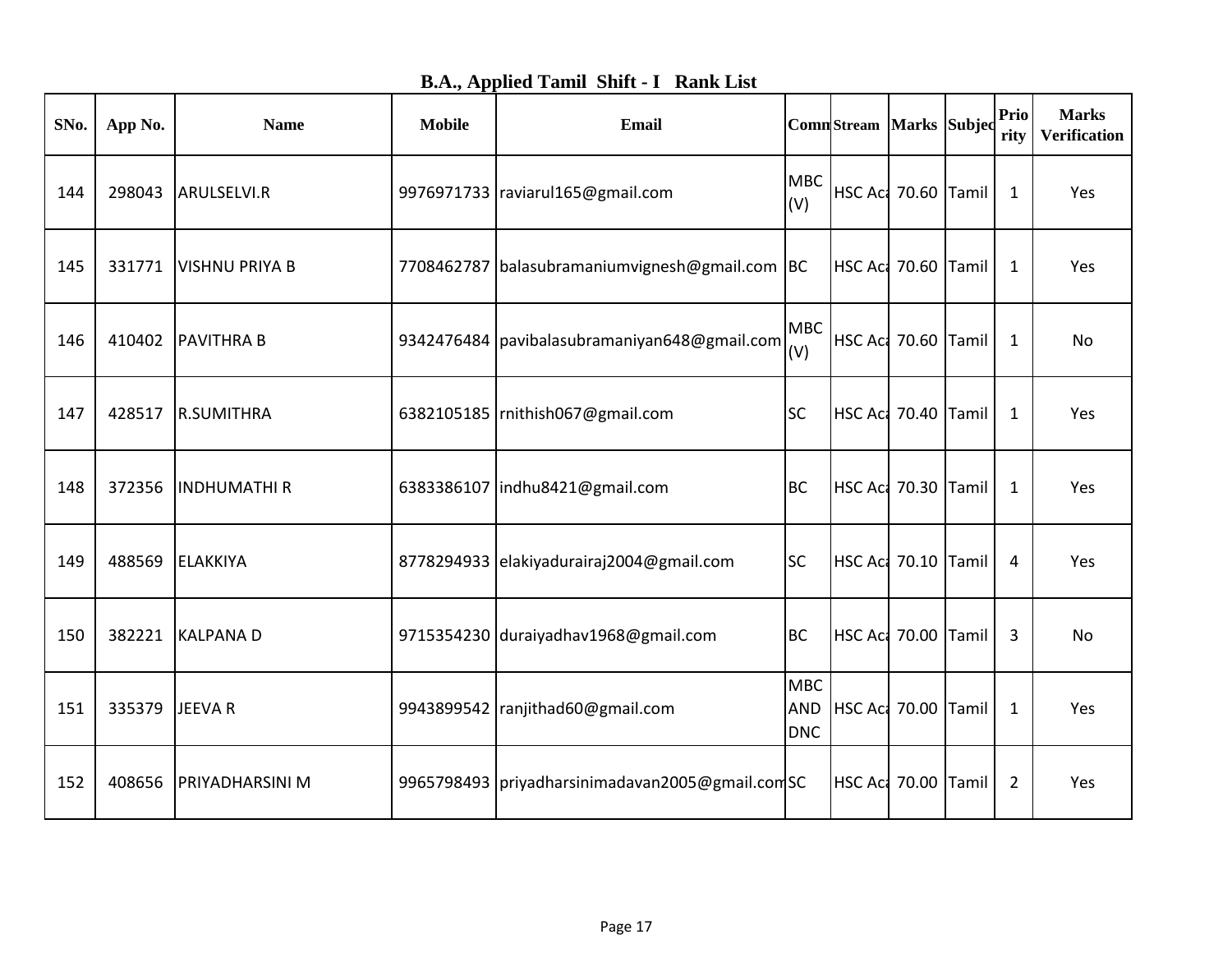# B.A., Applied Tamil Shift - I Rank List

| SNo. | App No. | Name | Mobile | Email | Comm | Stream | Marks | Subjec | Prio rity | Marks Verification |
|---|---|---|---|---|---|---|---|---|---|---|
| 144 | 298043 | ARULSELVI.R | 9976971733 | raviarul165@gmail.com | MBC (V) | HSC Aca | 70.60 | Tamil | 1 | Yes |
| 145 | 331771 | VISHNU PRIYA B | 7708462787 | balasubramaniumvignesh@gmail.com | BC | HSC Aca | 70.60 | Tamil | 1 | Yes |
| 146 | 410402 | PAVITHRA B | 9342476484 | pavibalasubramaniyan648@gmail.com | MBC (V) | HSC Aca | 70.60 | Tamil | 1 | No |
| 147 | 428517 | R.SUMITHRA | 6382105185 | rnithish067@gmail.com | SC | HSC Aca | 70.40 | Tamil | 1 | Yes |
| 148 | 372356 | INDHUMATHI R | 6383386107 | indhu8421@gmail.com | BC | HSC Aca | 70.30 | Tamil | 1 | Yes |
| 149 | 488569 | ELAKKIYA | 8778294933 | elakiyadurairaj2004@gmail.com | SC | HSC Aca | 70.10 | Tamil | 4 | Yes |
| 150 | 382221 | KALPANA D | 9715354230 | duraiyadhav1968@gmail.com | BC | HSC Aca | 70.00 | Tamil | 3 | No |
| 151 | 335379 | JEEVA R | 9943899542 | ranjithad60@gmail.com | MBC AND DNC | HSC Aca | 70.00 | Tamil | 1 | Yes |
| 152 | 408656 | PRIYADHARSINI M | 9965798493 | priyadharsinimadavan2005@gmail.com | SC | HSC Aca | 70.00 | Tamil | 2 | Yes |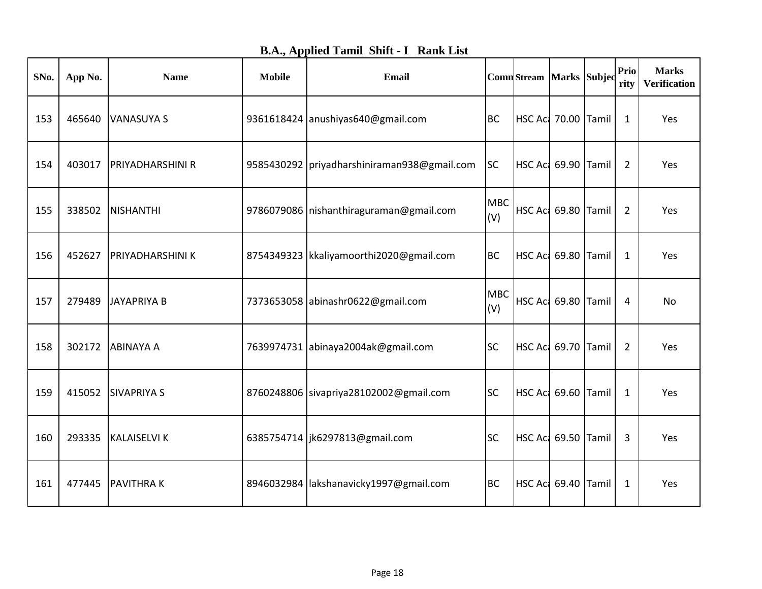# B.A., Applied Tamil Shift - I Rank List

| SNo. | App No. | Name | Mobile | Email | Comm | Stream | Marks | Subject | Priority | Marks Verification |
|---|---|---|---|---|---|---|---|---|---|---|
| 153 | 465640 | VANASUYA S | 9361618424 | anushiyas640@gmail.com | BC | HSC Aca | 70.00 | Tamil | 1 | Yes |
| 154 | 403017 | PRIYADHARSHINI R | 9585430292 | priyadharshiniraman938@gmail.com | SC | HSC Aca | 69.90 | Tamil | 2 | Yes |
| 155 | 338502 | NISHANTHI | 9786079086 | nishanthiraguraman@gmail.com | MBC (V) | HSC Aca | 69.80 | Tamil | 2 | Yes |
| 156 | 452627 | PRIYADHARSHINI K | 8754349323 | kkaliyamoorthi2020@gmail.com | BC | HSC Aca | 69.80 | Tamil | 1 | Yes |
| 157 | 279489 | JAYAPRIYA B | 7373653058 | abinashr0622@gmail.com | MBC (V) | HSC Aca | 69.80 | Tamil | 4 | No |
| 158 | 302172 | ABINAYA A | 7639974731 | abinaya2004ak@gmail.com | SC | HSC Aca | 69.70 | Tamil | 2 | Yes |
| 159 | 415052 | SIVAPRIYA S | 8760248806 | sivapriya28102002@gmail.com | SC | HSC Aca | 69.60 | Tamil | 1 | Yes |
| 160 | 293335 | KALAISELVI K | 6385754714 | jk6297813@gmail.com | SC | HSC Aca | 69.50 | Tamil | 3 | Yes |
| 161 | 477445 | PAVITHRA K | 8946032984 | lakshanavicky1997@gmail.com | BC | HSC Aca | 69.40 | Tamil | 1 | Yes |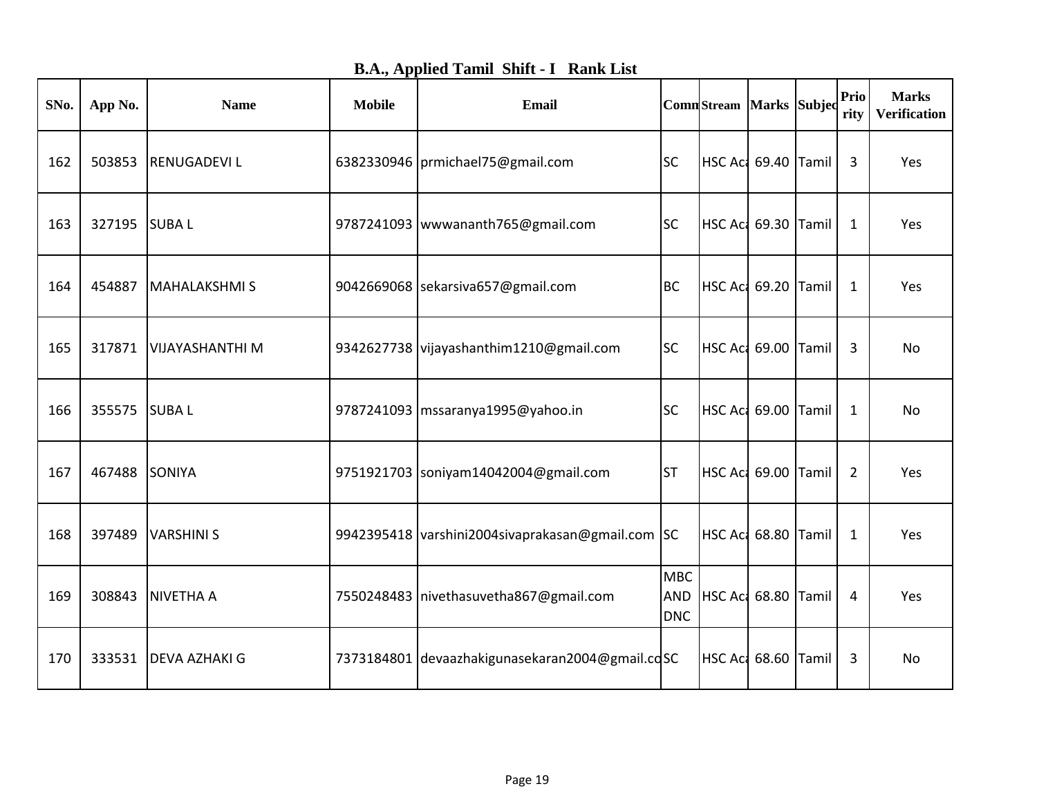# B.A., Applied Tamil Shift - I Rank List

| SNo. | App No. | Name | Mobile | Email | Comm | Stream | Marks | Subjec | Priority | Marks Verification |
|---|---|---|---|---|---|---|---|---|---|---|
| 162 | 503853 | RENUGADEVI L | 6382330946 | prmichael75@gmail.com | SC | HSC Aca | 69.40 | Tamil | 3 | Yes |
| 163 | 327195 | SUBA L | 9787241093 | wwwananth765@gmail.com | SC | HSC Aca | 69.30 | Tamil | 1 | Yes |
| 164 | 454887 | MAHALAKSHMI S | 9042669068 | sekarsiva657@gmail.com | BC | HSC Aca | 69.20 | Tamil | 1 | Yes |
| 165 | 317871 | VIJAYASHANTHI M | 9342627738 | vijayashanthim1210@gmail.com | SC | HSC Aca | 69.00 | Tamil | 3 | No |
| 166 | 355575 | SUBA L | 9787241093 | mssaranya1995@yahoo.in | SC | HSC Aca | 69.00 | Tamil | 1 | No |
| 167 | 467488 | SONIYA | 9751921703 | soniyam14042004@gmail.com | ST | HSC Aca | 69.00 | Tamil | 2 | Yes |
| 168 | 397489 | VARSHINI S | 9942395418 | varshini2004sivaprakasan@gmail.com | SC | HSC Aca | 68.80 | Tamil | 1 | Yes |
| 169 | 308843 | NIVETHA A | 7550248483 | nivethasuvetha867@gmail.com | MBC AND DNC | HSC Aca | 68.80 | Tamil | 4 | Yes |
| 170 | 333531 | DEVA AZHAKI G | 7373184801 | devaazhakigunasekaran2004@gmail.co | SC | HSC Aca | 68.60 | Tamil | 3 | No |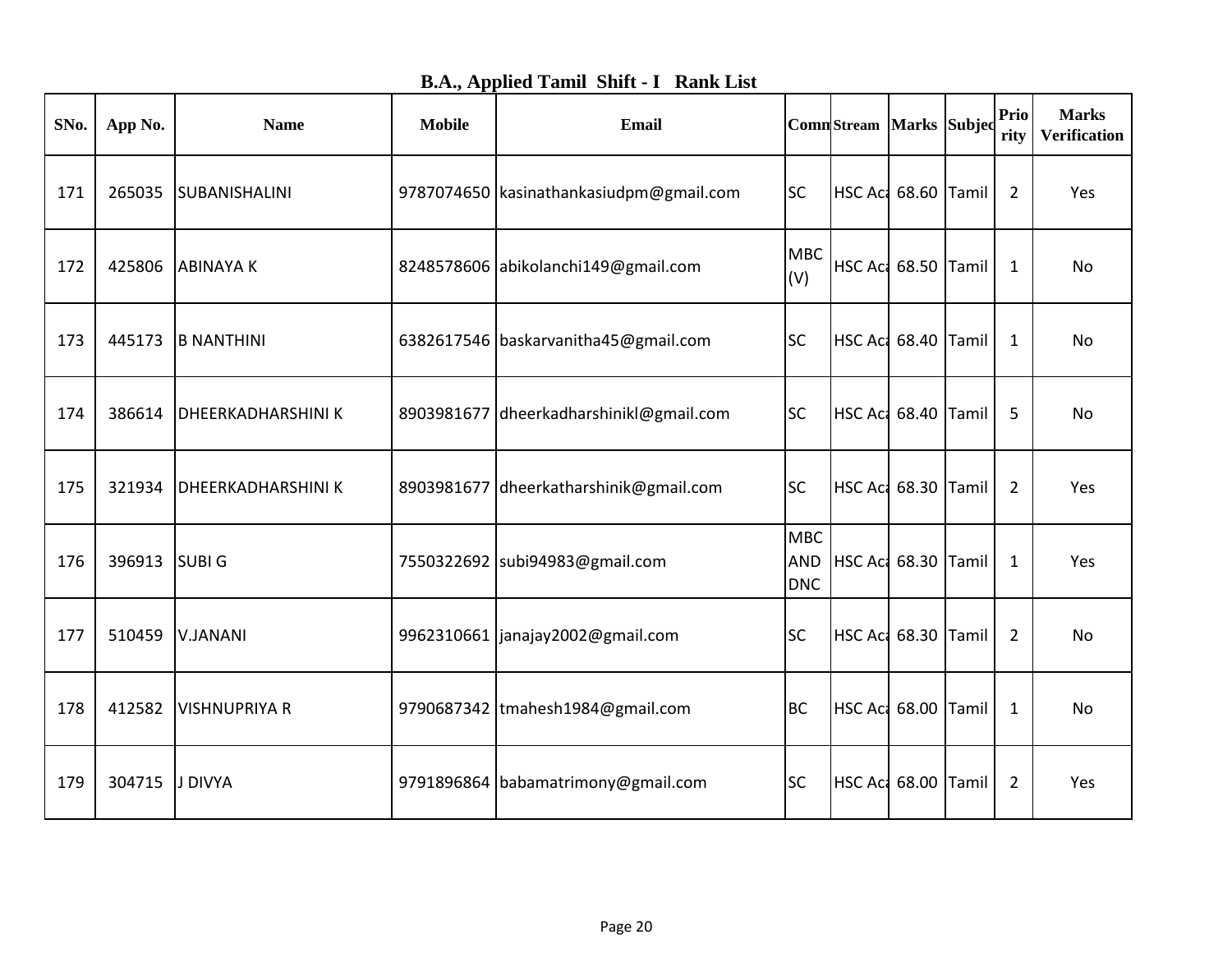## B.A., Applied Tamil Shift - I Rank List

| SNo. | App No. | Name | Mobile | Email | Comm | Stream | Marks | Subjec | Priority | Marks Verification |
|---|---|---|---|---|---|---|---|---|---|---|
| 171 | 265035 | SUBANISHALINI | 9787074650 | kasinathankasiudpm@gmail.com | SC | HSC Aca | 68.60 | Tamil | 2 | Yes |
| 172 | 425806 | ABINAYA K | 8248578606 | abikolanchi149@gmail.com | MBC (V) | HSC Aca | 68.50 | Tamil | 1 | No |
| 173 | 445173 | B NANTHINI | 6382617546 | baskarvanitha45@gmail.com | SC | HSC Aca | 68.40 | Tamil | 1 | No |
| 174 | 386614 | DHEERKADHARSHINI K | 8903981677 | dheerkadharshinikl@gmail.com | SC | HSC Aca | 68.40 | Tamil | 5 | No |
| 175 | 321934 | DHEERKADHARSHINI K | 8903981677 | dheerkatharshinik@gmail.com | SC | HSC Aca | 68.30 | Tamil | 2 | Yes |
| 176 | 396913 | SUBI G | 7550322692 | subi94983@gmail.com | MBC AND DNC | HSC Aca | 68.30 | Tamil | 1 | Yes |
| 177 | 510459 | V.JANANI | 9962310661 | janajay2002@gmail.com | SC | HSC Aca | 68.30 | Tamil | 2 | No |
| 178 | 412582 | VISHNUPRIYA R | 9790687342 | tmahesh1984@gmail.com | BC | HSC Aca | 68.00 | Tamil | 1 | No |
| 179 | 304715 | J DIVYA | 9791896864 | babamatrimony@gmail.com | SC | HSC Aca | 68.00 | Tamil | 2 | Yes |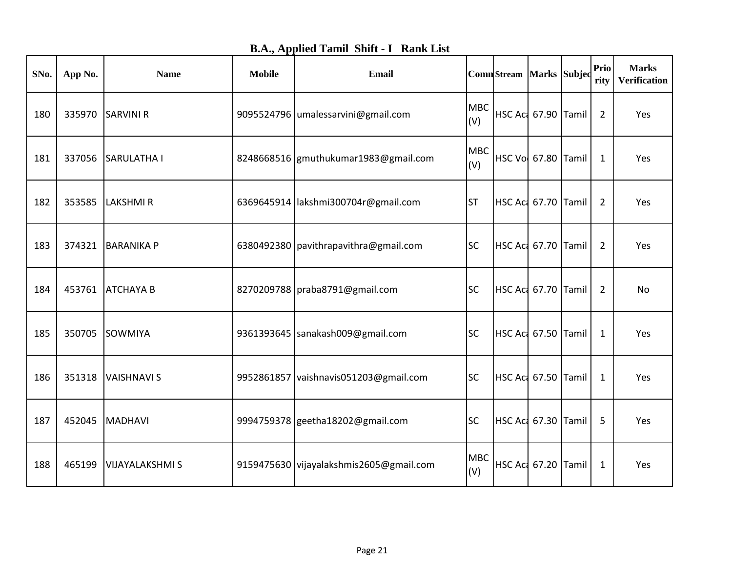## B.A., Applied Tamil Shift - I Rank List

| SNo. | App No. | Name | Mobile | Email | Comm | Stream | Marks | Subject | Priority | Marks Verification |
|---|---|---|---|---|---|---|---|---|---|---|
| 180 | 335970 | SARVINI R | 9095524796 | umalessarvini@gmail.com | MBC (V) | HSC Aca | 67.90 | Tamil | 2 | Yes |
| 181 | 337056 | SARULATHA I | 8248668516 | gmuthukumar1983@gmail.com | MBC (V) | HSC Voc | 67.80 | Tamil | 1 | Yes |
| 182 | 353585 | LAKSHMI R | 6369645914 | lakshmi300704r@gmail.com | ST | HSC Aca | 67.70 | Tamil | 2 | Yes |
| 183 | 374321 | BARANIKA P | 6380492380 | pavithrapavithra@gmail.com | SC | HSC Aca | 67.70 | Tamil | 2 | Yes |
| 184 | 453761 | ATCHAYA B | 8270209788 | praba8791@gmail.com | SC | HSC Aca | 67.70 | Tamil | 2 | No |
| 185 | 350705 | SOWMIYA | 9361393645 | sanakash009@gmail.com | SC | HSC Aca | 67.50 | Tamil | 1 | Yes |
| 186 | 351318 | VAISHNAVI S | 9952861857 | vaishnavis051203@gmail.com | SC | HSC Aca | 67.50 | Tamil | 1 | Yes |
| 187 | 452045 | MADHAVI | 9994759378 | geetha18202@gmail.com | SC | HSC Aca | 67.30 | Tamil | 5 | Yes |
| 188 | 465199 | VIJAYALAKSHMI S | 9159475630 | vijayalakshmis2605@gmail.com | MBC (V) | HSC Aca | 67.20 | Tamil | 1 | Yes |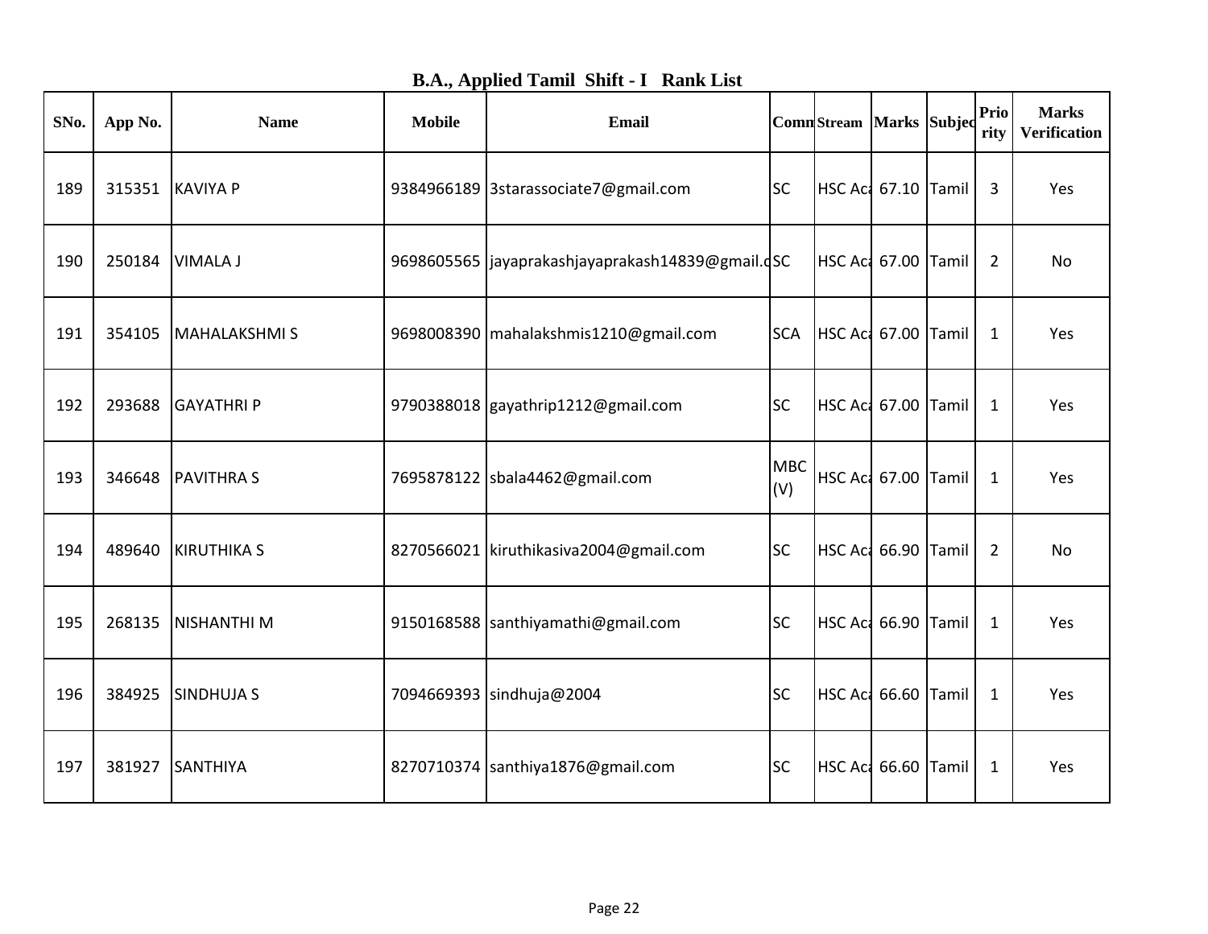## B.A., Applied Tamil Shift - I Rank List

| SNo. | App No. | Name | Mobile | Email | Comm | Stream | Marks | Subject | Priority | Marks Verification |
|---|---|---|---|---|---|---|---|---|---|---|
| 189 | 315351 | KAVIYA P | 9384966189 | 3starassociate7@gmail.com | SC | HSC Aca | 67.10 | Tamil | 3 | Yes |
| 190 | 250184 | VIMALA J | 9698605565 | jayaprakashjayaprakash14839@gmail.c | SC | HSC Aca | 67.00 | Tamil | 2 | No |
| 191 | 354105 | MAHALAKSHMI S | 9698008390 | mahalakshmis1210@gmail.com | SCA | HSC Aca | 67.00 | Tamil | 1 | Yes |
| 192 | 293688 | GAYATHRI P | 9790388018 | gayathrip1212@gmail.com | SC | HSC Aca | 67.00 | Tamil | 1 | Yes |
| 193 | 346648 | PAVITHRA S | 7695878122 | sbala4462@gmail.com | MBC (V) | HSC Aca | 67.00 | Tamil | 1 | Yes |
| 194 | 489640 | KIRUTHIKA S | 8270566021 | kiruthikasiva2004@gmail.com | SC | HSC Aca | 66.90 | Tamil | 2 | No |
| 195 | 268135 | NISHANTHI M | 9150168588 | santhiyamathi@gmail.com | SC | HSC Aca | 66.90 | Tamil | 1 | Yes |
| 196 | 384925 | SINDHUJA S | 7094669393 | sindhuja@2004 | SC | HSC Aca | 66.60 | Tamil | 1 | Yes |
| 197 | 381927 | SANTHIYA | 8270710374 | santhiya1876@gmail.com | SC | HSC Aca | 66.60 | Tamil | 1 | Yes |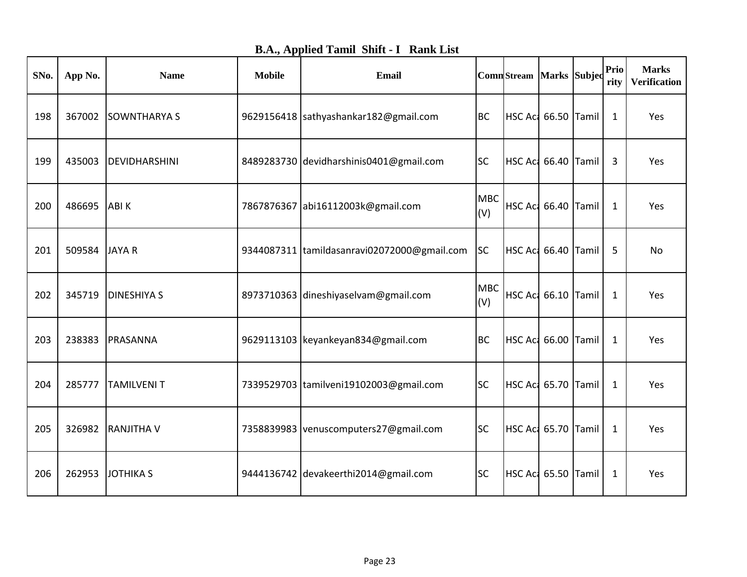## B.A., Applied Tamil Shift - I Rank List

| SNo. | App No. | Name | Mobile | Email | Comm | Stream | Marks | Subject | Priority | Marks Verification |
|---|---|---|---|---|---|---|---|---|---|---|
| 198 | 367002 | SOWNTHARYA S | 9629156418 | sathyashankar182@gmail.com | BC | HSC Aca | 66.50 | Tamil | 1 | Yes |
| 199 | 435003 | DEVIDHARSHINI | 8489283730 | devidharshinis0401@gmail.com | SC | HSC Aca | 66.40 | Tamil | 3 | Yes |
| 200 | 486695 | ABI K | 7867876367 | abi16112003k@gmail.com | MBC (V) | HSC Aca | 66.40 | Tamil | 1 | Yes |
| 201 | 509584 | JAYA R | 9344087311 | tamildasanravi02072000@gmail.com | SC | HSC Aca | 66.40 | Tamil | 5 | No |
| 202 | 345719 | DINESHIYA S | 8973710363 | dineshiyaselvam@gmail.com | MBC (V) | HSC Aca | 66.10 | Tamil | 1 | Yes |
| 203 | 238383 | PRASANNA | 9629113103 | keyankeyan834@gmail.com | BC | HSC Aca | 66.00 | Tamil | 1 | Yes |
| 204 | 285777 | TAMILVENI T | 7339529703 | tamilveni19102003@gmail.com | SC | HSC Aca | 65.70 | Tamil | 1 | Yes |
| 205 | 326982 | RANJITHA V | 7358839983 | venuscomputers27@gmail.com | SC | HSC Aca | 65.70 | Tamil | 1 | Yes |
| 206 | 262953 | JOTHIKA S | 9444136742 | devakeerthi2014@gmail.com | SC | HSC Aca | 65.50 | Tamil | 1 | Yes |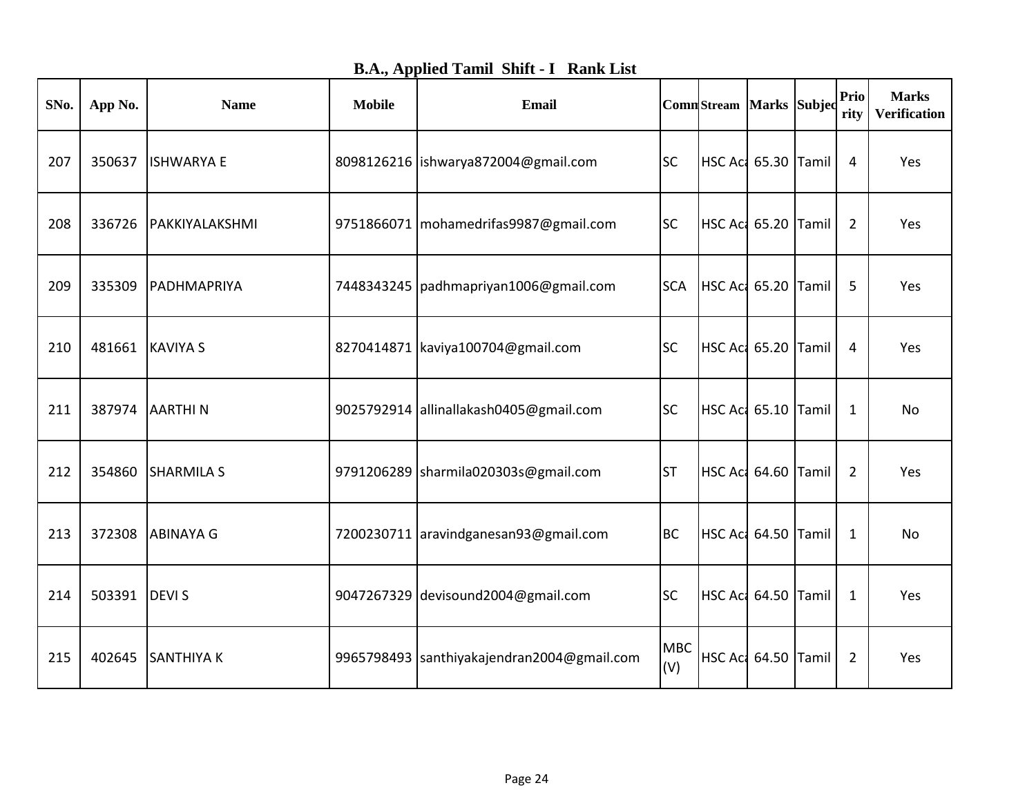## B.A., Applied Tamil Shift - I Rank List

| SNo. | App No. | Name | Mobile | Email | Comm | Stream | Marks | Subjec | Prio rity | Marks Verification |
|---|---|---|---|---|---|---|---|---|---|---|
| 207 | 350637 | ISHWARYA E | 8098126216 | ishwarya872004@gmail.com | SC | HSC Aca | 65.30 | Tamil | 4 | Yes |
| 208 | 336726 | PAKKIYALAKSHMI | 9751866071 | mohamedrifas9987@gmail.com | SC | HSC Aca | 65.20 | Tamil | 2 | Yes |
| 209 | 335309 | PADHMAPRIYA | 7448343245 | padhmapriyan1006@gmail.com | SCA | HSC Aca | 65.20 | Tamil | 5 | Yes |
| 210 | 481661 | KAVIYA S | 8270414871 | kaviya100704@gmail.com | SC | HSC Aca | 65.20 | Tamil | 4 | Yes |
| 211 | 387974 | AARTHI N | 9025792914 | allinallakash0405@gmail.com | SC | HSC Aca | 65.10 | Tamil | 1 | No |
| 212 | 354860 | SHARMILA S | 9791206289 | sharmila020303s@gmail.com | ST | HSC Aca | 64.60 | Tamil | 2 | Yes |
| 213 | 372308 | ABINAYA G | 7200230711 | aravindganesan93@gmail.com | BC | HSC Aca | 64.50 | Tamil | 1 | No |
| 214 | 503391 | DEVI S | 9047267329 | devisound2004@gmail.com | SC | HSC Aca | 64.50 | Tamil | 1 | Yes |
| 215 | 402645 | SANTHIYA K | 9965798493 | santhiyakajendran2004@gmail.com | MBC (V) | HSC Aca | 64.50 | Tamil | 2 | Yes |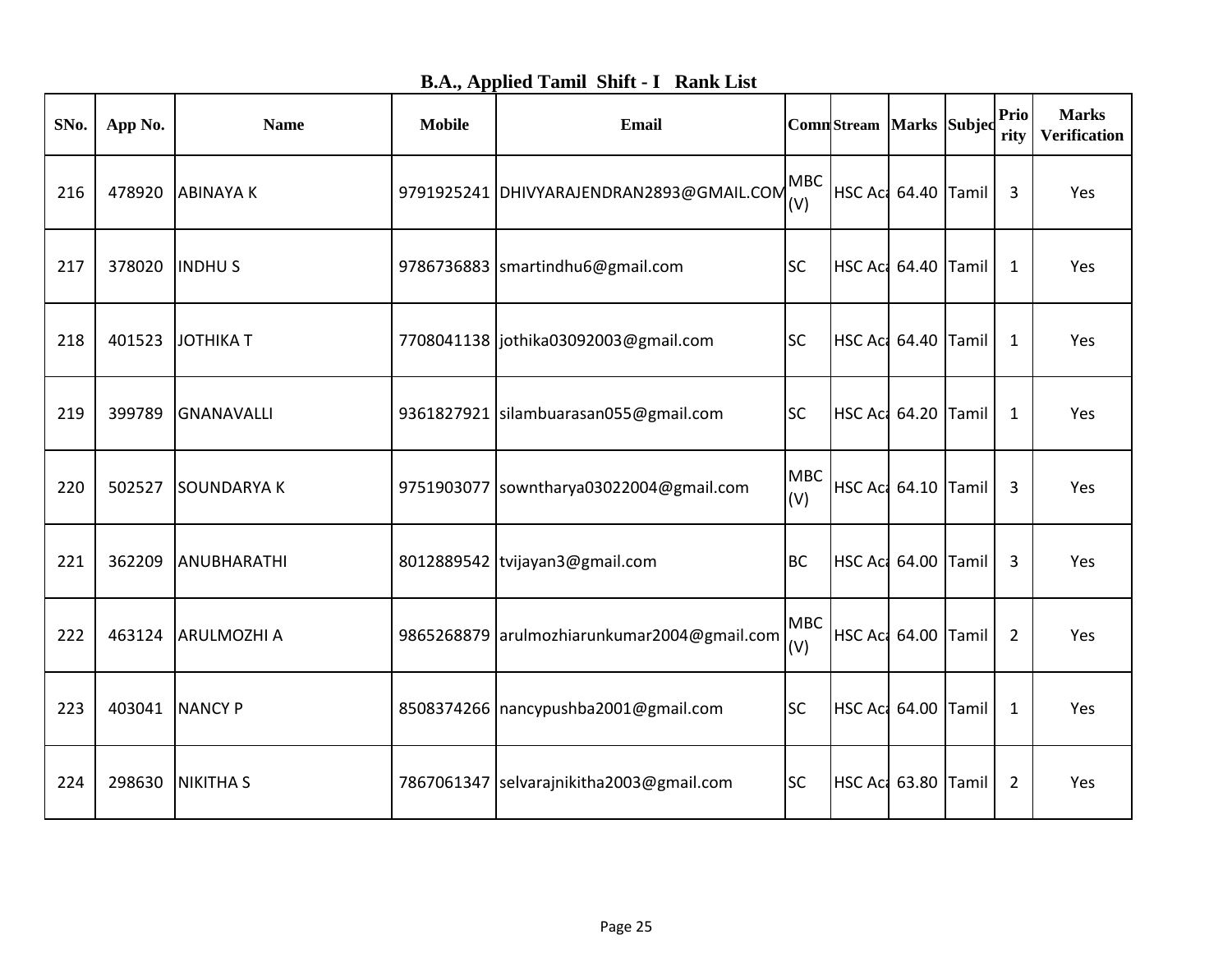## B.A., Applied Tamil Shift - I Rank List

| SNo. | App No. | Name | Mobile | Email | Comn | Stream | Marks | Subjec | Prio rity | Marks Verification |
|---|---|---|---|---|---|---|---|---|---|---|
| 216 | 478920 | ABINAYA K | 9791925241 | DHIVYARAJENDRAN2893@GMAIL.COM | MBC (V) | HSC Aca | 64.40 | Tamil | 3 | Yes |
| 217 | 378020 | INDHU S | 9786736883 | smartindhu6@gmail.com | SC | HSC Aca | 64.40 | Tamil | 1 | Yes |
| 218 | 401523 | JOTHIKA T | 7708041138 | jothika03092003@gmail.com | SC | HSC Aca | 64.40 | Tamil | 1 | Yes |
| 219 | 399789 | GNANAVALLI | 9361827921 | silambuarasan055@gmail.com | SC | HSC Aca | 64.20 | Tamil | 1 | Yes |
| 220 | 502527 | SOUNDARYA K | 9751903077 | sowntharya03022004@gmail.com | MBC (V) | HSC Aca | 64.10 | Tamil | 3 | Yes |
| 221 | 362209 | ANUBHARATHI | 8012889542 | tvijayan3@gmail.com | BC | HSC Aca | 64.00 | Tamil | 3 | Yes |
| 222 | 463124 | ARULMOZHI A | 9865268879 | arulmozhiarunkumar2004@gmail.com | MBC (V) | HSC Aca | 64.00 | Tamil | 2 | Yes |
| 223 | 403041 | NANCY P | 8508374266 | nancypushba2001@gmail.com | SC | HSC Aca | 64.00 | Tamil | 1 | Yes |
| 224 | 298630 | NIKITHA S | 7867061347 | selvarajnikitha2003@gmail.com | SC | HSC Aca | 63.80 | Tamil | 2 | Yes |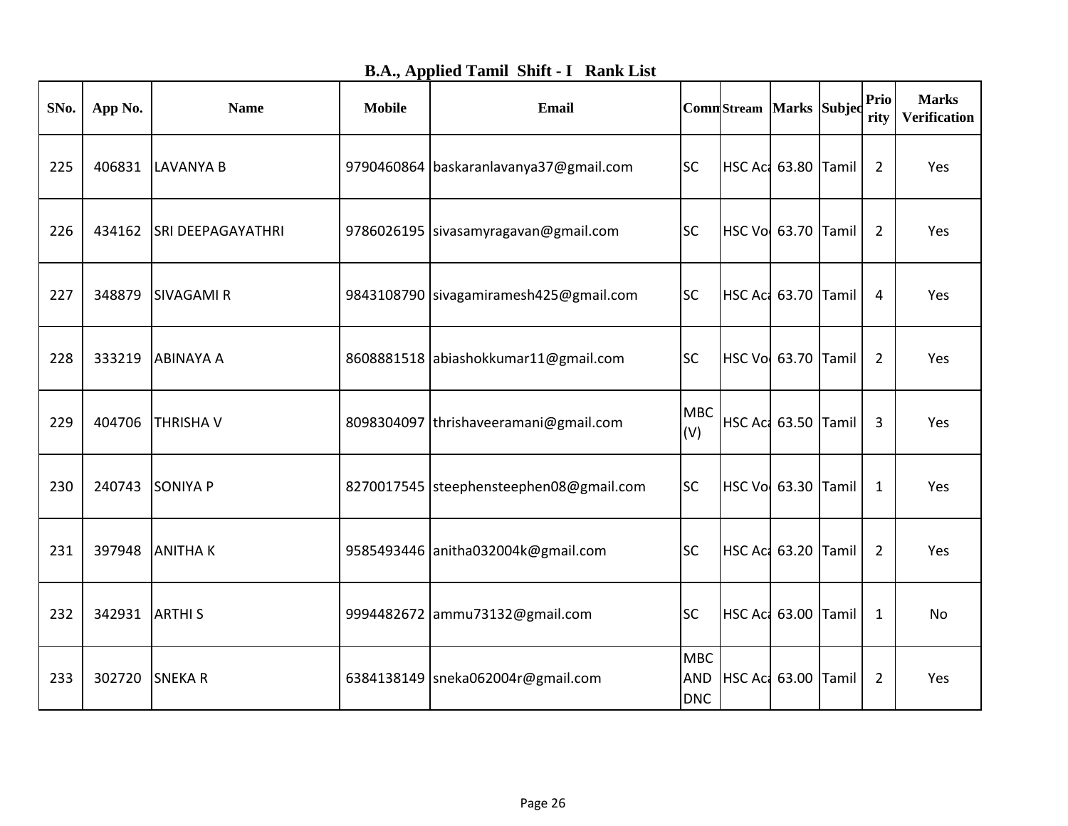# B.A., Applied Tamil Shift - I Rank List

| SNo. | App No. | Name | Mobile | Email | Comm | Stream | Marks | Subject | Priority | Marks Verification |
|---|---|---|---|---|---|---|---|---|---|---|
| 225 | 406831 | LAVANYA B | 9790460864 | baskaranlavanya37@gmail.com | SC | HSC Aca | 63.80 | Tamil | 2 | Yes |
| 226 | 434162 | SRI DEEPAGAYATHRI | 9786026195 | sivasamyragavan@gmail.com | SC | HSC Vo | 63.70 | Tamil | 2 | Yes |
| 227 | 348879 | SIVAGAMI R | 9843108790 | sivagamiramesh425@gmail.com | SC | HSC Aca | 63.70 | Tamil | 4 | Yes |
| 228 | 333219 | ABINAYA A | 8608881518 | abiashokkumar11@gmail.com | SC | HSC Vo | 63.70 | Tamil | 2 | Yes |
| 229 | 404706 | THRISHA V | 8098304097 | thrishaveeramani@gmail.com | MBC (V) | HSC Aca | 63.50 | Tamil | 3 | Yes |
| 230 | 240743 | SONIYA P | 8270017545 | steephensteephen08@gmail.com | SC | HSC Vo | 63.30 | Tamil | 1 | Yes |
| 231 | 397948 | ANITHA K | 9585493446 | anitha032004k@gmail.com | SC | HSC Aca | 63.20 | Tamil | 2 | Yes |
| 232 | 342931 | ARTHI S | 9994482672 | ammu73132@gmail.com | SC | HSC Aca | 63.00 | Tamil | 1 | No |
| 233 | 302720 | SNEKA R | 6384138149 | sneka062004r@gmail.com | MBC AND DNC | HSC Aca | 63.00 | Tamil | 2 | Yes |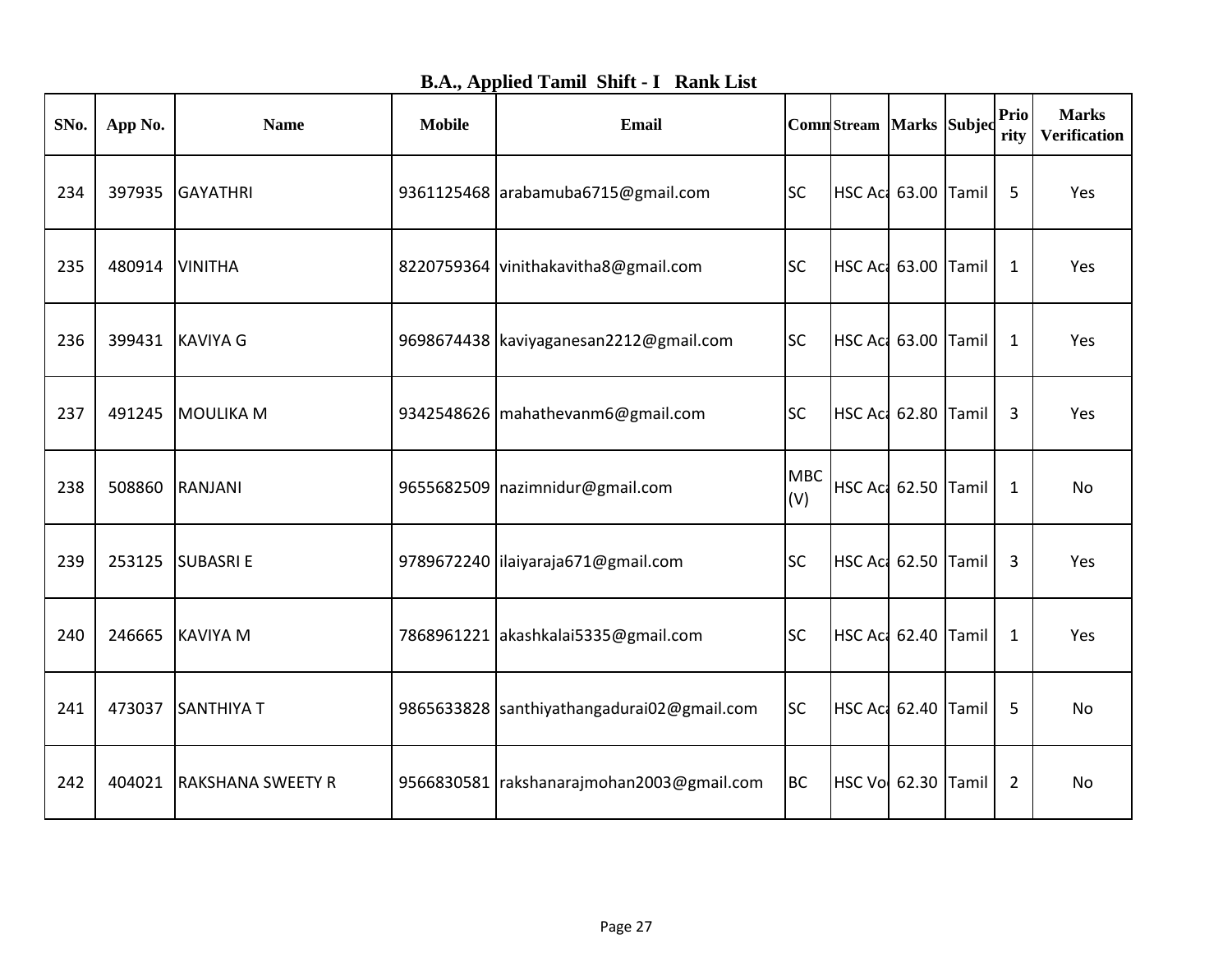## B.A., Applied Tamil Shift - I Rank List

| SNo. | App No. | Name | Mobile | Email | Comm | Stream | Marks | Subjec | Priority | Marks Verification |
|---|---|---|---|---|---|---|---|---|---|---|
| 234 | 397935 | GAYATHRI | 9361125468 | arabamuba6715@gmail.com | SC | HSC Aca | 63.00 | Tamil | 5 | Yes |
| 235 | 480914 | VINITHA | 8220759364 | vinithakavitha8@gmail.com | SC | HSC Aca | 63.00 | Tamil | 1 | Yes |
| 236 | 399431 | KAVIYA G | 9698674438 | kaviyaganesan2212@gmail.com | SC | HSC Aca | 63.00 | Tamil | 1 | Yes |
| 237 | 491245 | MOULIKA M | 9342548626 | mahathevanm6@gmail.com | SC | HSC Aca | 62.80 | Tamil | 3 | Yes |
| 238 | 508860 | RANJANI | 9655682509 | nazimnidur@gmail.com | MBC (V) | HSC Aca | 62.50 | Tamil | 1 | No |
| 239 | 253125 | SUBASRI E | 9789672240 | ilaiyaraja671@gmail.com | SC | HSC Aca | 62.50 | Tamil | 3 | Yes |
| 240 | 246665 | KAVIYA M | 7868961221 | akashkalai5335@gmail.com | SC | HSC Aca | 62.40 | Tamil | 1 | Yes |
| 241 | 473037 | SANTHIYA T | 9865633828 | santhiyathangadurai02@gmail.com | SC | HSC Aca | 62.40 | Tamil | 5 | No |
| 242 | 404021 | RAKSHANA SWEETY R | 9566830581 | rakshanarajmohan2003@gmail.com | BC | HSC Vo | 62.30 | Tamil | 2 | No |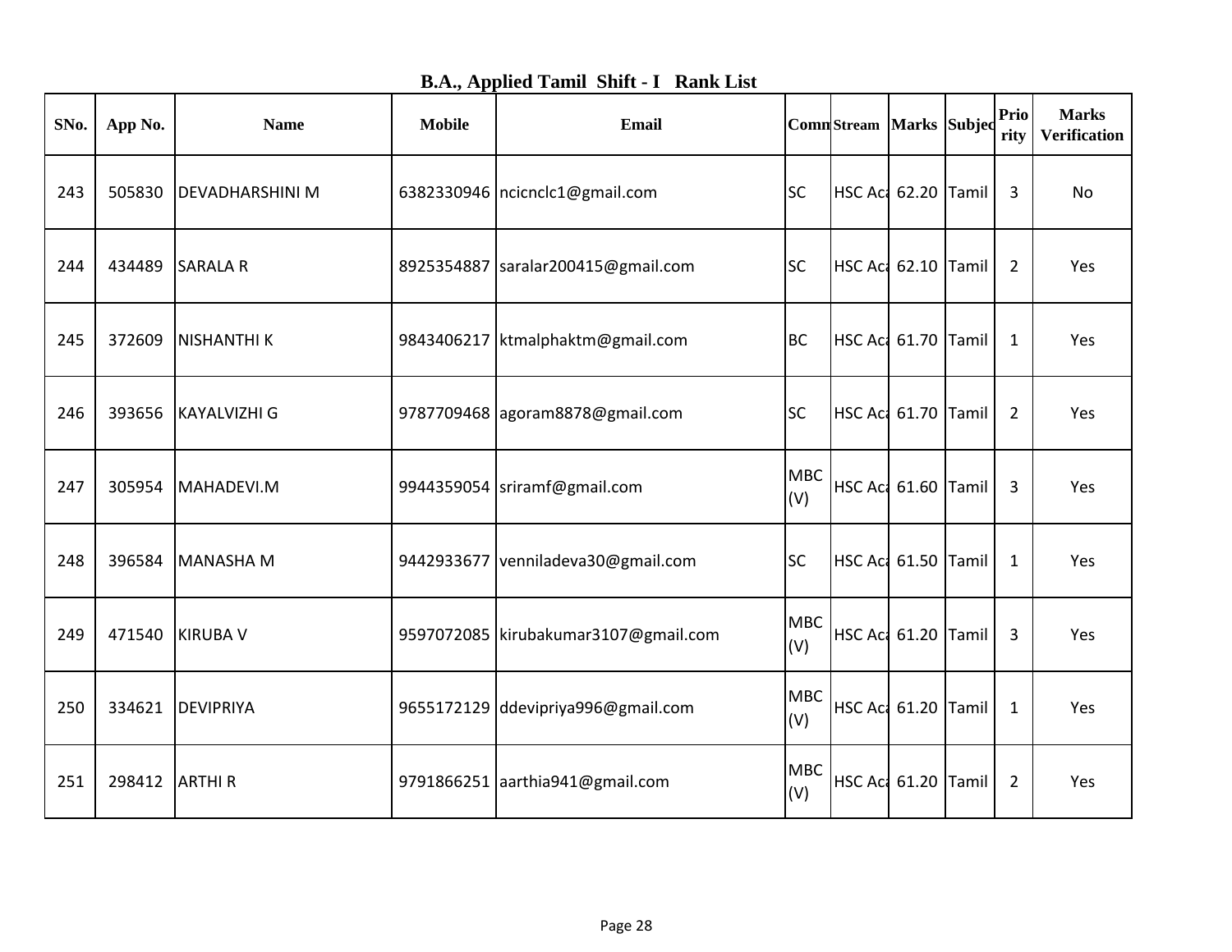## B.A., Applied Tamil Shift - I Rank List

| SNo. | App No. | Name | Mobile | Email | Comm | Stream | Marks | Subjec | Priority | Marks Verification |
|---|---|---|---|---|---|---|---|---|---|---|
| 243 | 505830 | DEVADHARSHINI M | 6382330946 | ncicnclc1@gmail.com | SC | HSC Aca | 62.20 | Tamil | 3 | No |
| 244 | 434489 | SARALA R | 8925354887 | saralar200415@gmail.com | SC | HSC Aca | 62.10 | Tamil | 2 | Yes |
| 245 | 372609 | NISHANTHI K | 9843406217 | ktmalphaktm@gmail.com | BC | HSC Aca | 61.70 | Tamil | 1 | Yes |
| 246 | 393656 | KAYALVIZHI G | 9787709468 | agoram8878@gmail.com | SC | HSC Aca | 61.70 | Tamil | 2 | Yes |
| 247 | 305954 | MAHADEVI.M | 9944359054 | sriramf@gmail.com | MBC (V) | HSC Aca | 61.60 | Tamil | 3 | Yes |
| 248 | 396584 | MANASHA M | 9442933677 | venniladeva30@gmail.com | SC | HSC Aca | 61.50 | Tamil | 1 | Yes |
| 249 | 471540 | KIRUBA V | 9597072085 | kirubakumar3107@gmail.com | MBC (V) | HSC Aca | 61.20 | Tamil | 3 | Yes |
| 250 | 334621 | DEVIPRIYA | 9655172129 | ddevipriya996@gmail.com | MBC (V) | HSC Aca | 61.20 | Tamil | 1 | Yes |
| 251 | 298412 | ARTHI R | 9791866251 | aarthia941@gmail.com | MBC (V) | HSC Aca | 61.20 | Tamil | 2 | Yes |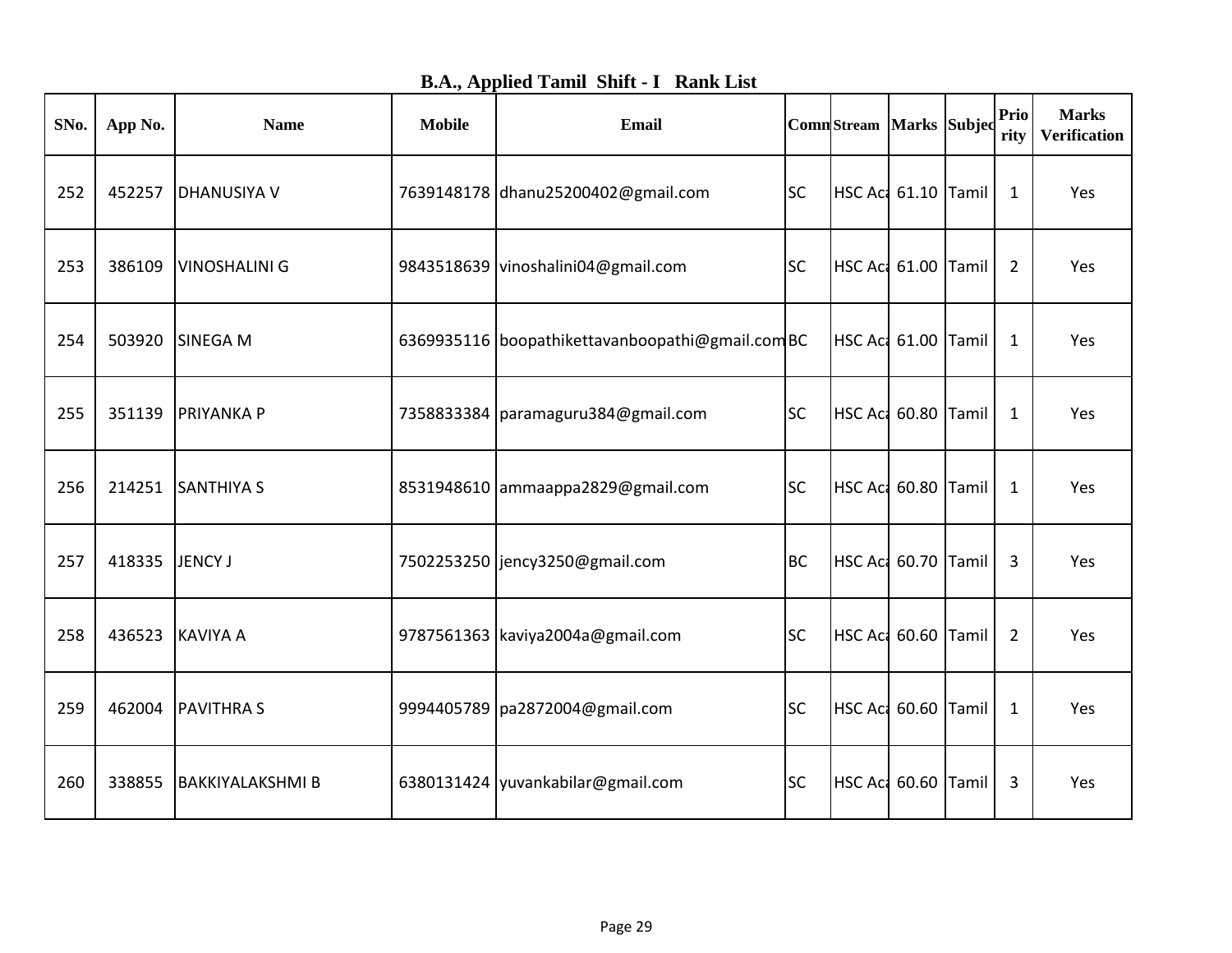## B.A., Applied Tamil Shift - I Rank List

| SNo. | App No. | Name | Mobile | Email | Comn | Stream | Marks | Subjec | Prio rity | Marks Verification |
|---|---|---|---|---|---|---|---|---|---|---|
| 252 | 452257 | DHANUSIYA V | 7639148178 | dhanu25200402@gmail.com | SC | HSC Aca | 61.10 | Tamil | 1 | Yes |
| 253 | 386109 | VINOSHALINI G | 9843518639 | vinoshalini04@gmail.com | SC | HSC Aca | 61.00 | Tamil | 2 | Yes |
| 254 | 503920 | SINEGA M | 6369935116 | boopathikettavanboopathi@gmail.com | BC | HSC Aca | 61.00 | Tamil | 1 | Yes |
| 255 | 351139 | PRIYANKA P | 7358833384 | paramaguru384@gmail.com | SC | HSC Aca | 60.80 | Tamil | 1 | Yes |
| 256 | 214251 | SANTHIYA S | 8531948610 | ammaappa2829@gmail.com | SC | HSC Aca | 60.80 | Tamil | 1 | Yes |
| 257 | 418335 | JENCY J | 7502253250 | jency3250@gmail.com | BC | HSC Aca | 60.70 | Tamil | 3 | Yes |
| 258 | 436523 | KAVIYA A | 9787561363 | kaviya2004a@gmail.com | SC | HSC Aca | 60.60 | Tamil | 2 | Yes |
| 259 | 462004 | PAVITHRA S | 9994405789 | pa2872004@gmail.com | SC | HSC Aca | 60.60 | Tamil | 1 | Yes |
| 260 | 338855 | BAKKIYALAKSHMI B | 6380131424 | yuvankabilar@gmail.com | SC | HSC Aca | 60.60 | Tamil | 3 | Yes |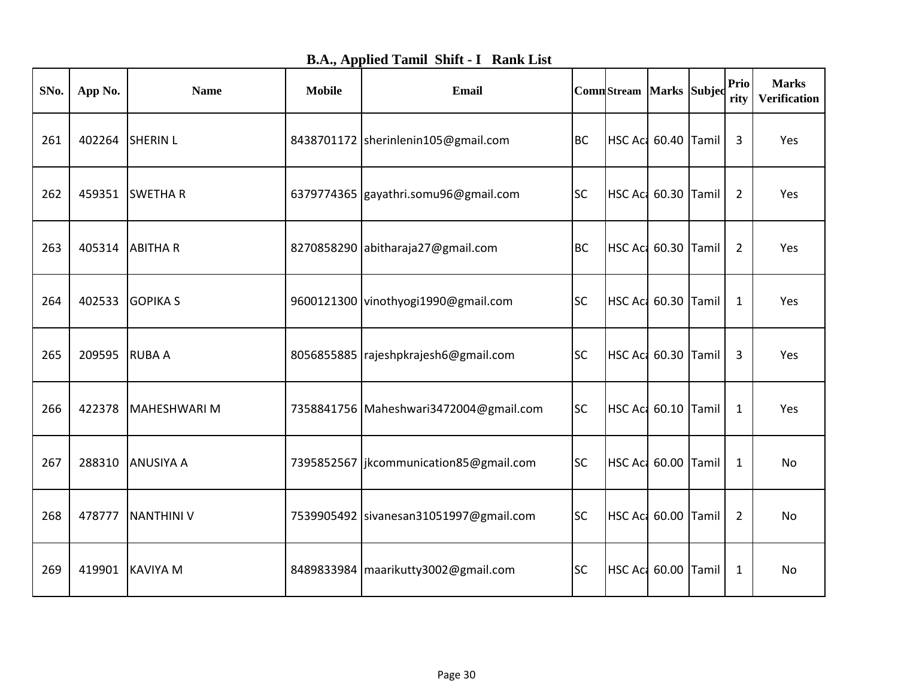## B.A., Applied Tamil Shift - I Rank List

| SNo. | App No. | Name | Mobile | Email | Comm | Stream | Marks | Subjec | Priority | Marks Verification |
|---|---|---|---|---|---|---|---|---|---|---|
| 261 | 402264 | SHERIN L | 8438701172 | sherinlenin105@gmail.com | BC | HSC Aca | 60.40 | Tamil | 3 | Yes |
| 262 | 459351 | SWETHA R | 6379774365 | gayathri.somu96@gmail.com | SC | HSC Aca | 60.30 | Tamil | 2 | Yes |
| 263 | 405314 | ABITHA R | 8270858290 | abitharaja27@gmail.com | BC | HSC Aca | 60.30 | Tamil | 2 | Yes |
| 264 | 402533 | GOPIKA S | 9600121300 | vinothyogi1990@gmail.com | SC | HSC Aca | 60.30 | Tamil | 1 | Yes |
| 265 | 209595 | RUBA A | 8056855885 | rajeshpkrajesh6@gmail.com | SC | HSC Aca | 60.30 | Tamil | 3 | Yes |
| 266 | 422378 | MAHESHWARI M | 7358841756 | Maheshwari3472004@gmail.com | SC | HSC Aca | 60.10 | Tamil | 1 | Yes |
| 267 | 288310 | ANUSIYA A | 7395852567 | jkcommunication85@gmail.com | SC | HSC Aca | 60.00 | Tamil | 1 | No |
| 268 | 478777 | NANTHINI V | 7539905492 | sivanesan31051997@gmail.com | SC | HSC Aca | 60.00 | Tamil | 2 | No |
| 269 | 419901 | KAVIYA M | 8489833984 | maarikutty3002@gmail.com | SC | HSC Aca | 60.00 | Tamil | 1 | No |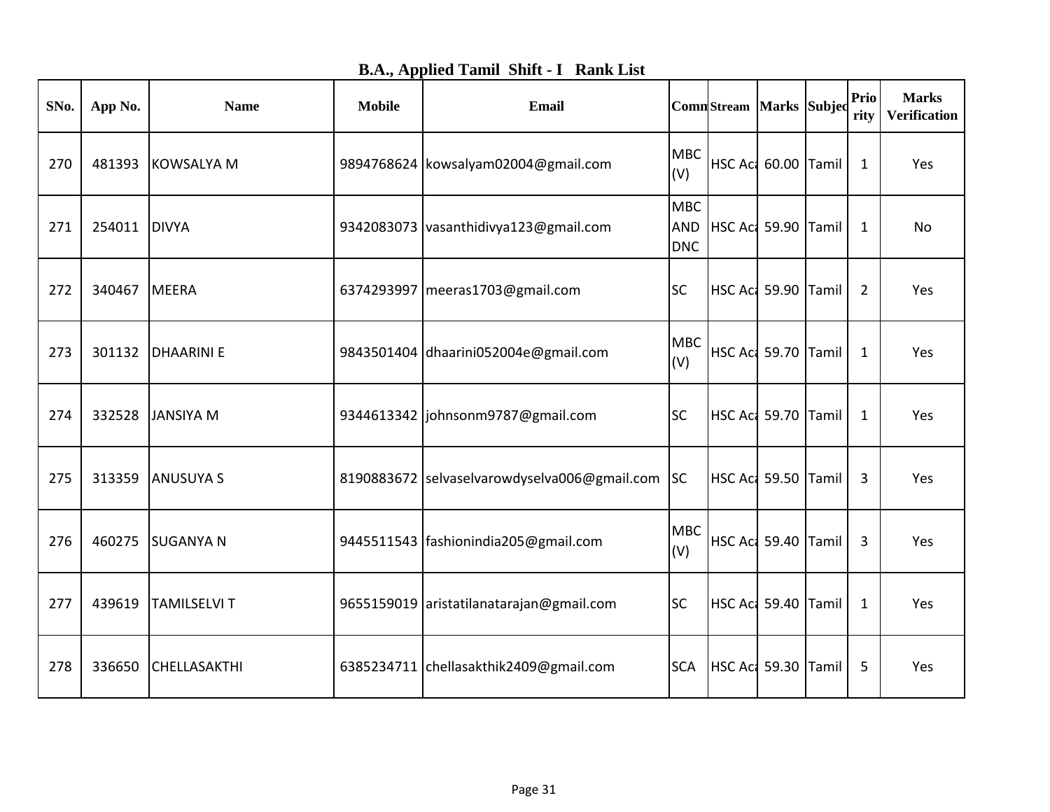## B.A., Applied Tamil Shift - I Rank List

| SNo. | App No. | Name | Mobile | Email | Comm | Stream | Marks | Subjec | Prio rity | Marks Verification |
|---|---|---|---|---|---|---|---|---|---|---|
| 270 | 481393 | KOWSALYA M | 9894768624 | kowsalyam02004@gmail.com | MBC (V) | HSC Aca | 60.00 | Tamil | 1 | Yes |
| 271 | 254011 | DIVYA | 9342083073 | vasanthidivya123@gmail.com | MBC AND DNC | HSC Aca | 59.90 | Tamil | 1 | No |
| 272 | 340467 | MEERA | 6374293997 | meeras1703@gmail.com | SC | HSC Aca | 59.90 | Tamil | 2 | Yes |
| 273 | 301132 | DHAARINI E | 9843501404 | dhaarini052004e@gmail.com | MBC (V) | HSC Aca | 59.70 | Tamil | 1 | Yes |
| 274 | 332528 | JANSIYA M | 9344613342 | johnsonm9787@gmail.com | SC | HSC Aca | 59.70 | Tamil | 1 | Yes |
| 275 | 313359 | ANUSUYA S | 8190883672 | selvaselvarowdyselva006@gmail.com | SC | HSC Aca | 59.50 | Tamil | 3 | Yes |
| 276 | 460275 | SUGANYA N | 9445511543 | fashionindia205@gmail.com | MBC (V) | HSC Aca | 59.40 | Tamil | 3 | Yes |
| 277 | 439619 | TAMILSELVI T | 9655159019 | aristatilanatarajan@gmail.com | SC | HSC Aca | 59.40 | Tamil | 1 | Yes |
| 278 | 336650 | CHELLASAKTHI | 6385234711 | chellasakthik2409@gmail.com | SCA | HSC Aca | 59.30 | Tamil | 5 | Yes |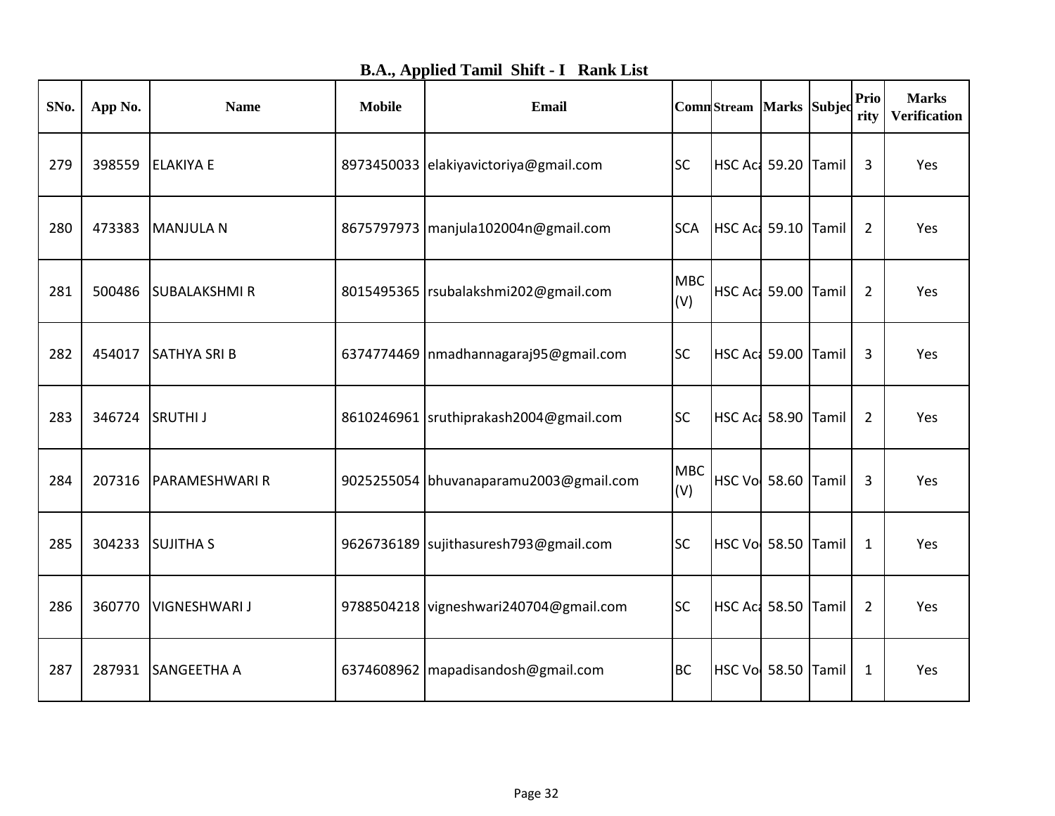# B.A., Applied Tamil Shift - I Rank List

| SNo. | App No. | Name | Mobile | Email | Comm | Stream | Marks | Subject | Priority | Marks Verification |
|---|---|---|---|---|---|---|---|---|---|---|
| 279 | 398559 | ELAKIYA E | 8973450033 | elakiyavictoriya@gmail.com | SC | HSC Aca | 59.20 | Tamil | 3 | Yes |
| 280 | 473383 | MANJULA N | 8675797973 | manjula102004n@gmail.com | SCA | HSC Aca | 59.10 | Tamil | 2 | Yes |
| 281 | 500486 | SUBALAKSHMI R | 8015495365 | rsubalakshmi202@gmail.com | MBC (V) | HSC Aca | 59.00 | Tamil | 2 | Yes |
| 282 | 454017 | SATHYA SRI B | 6374774469 | nmadhannagaraj95@gmail.com | SC | HSC Aca | 59.00 | Tamil | 3 | Yes |
| 283 | 346724 | SRUTHI J | 8610246961 | sruthiprakash2004@gmail.com | SC | HSC Aca | 58.90 | Tamil | 2 | Yes |
| 284 | 207316 | PARAMESHWARI R | 9025255054 | bhuvanaparamu2003@gmail.com | MBC (V) | HSC Vo | 58.60 | Tamil | 3 | Yes |
| 285 | 304233 | SUJITHA S | 9626736189 | sujithasuresh793@gmail.com | SC | HSC Vo | 58.50 | Tamil | 1 | Yes |
| 286 | 360770 | VIGNESHWARI J | 9788504218 | vigneshwari240704@gmail.com | SC | HSC Aca | 58.50 | Tamil | 2 | Yes |
| 287 | 287931 | SANGEETHA A | 6374608962 | mapadisandosh@gmail.com | BC | HSC Vo | 58.50 | Tamil | 1 | Yes |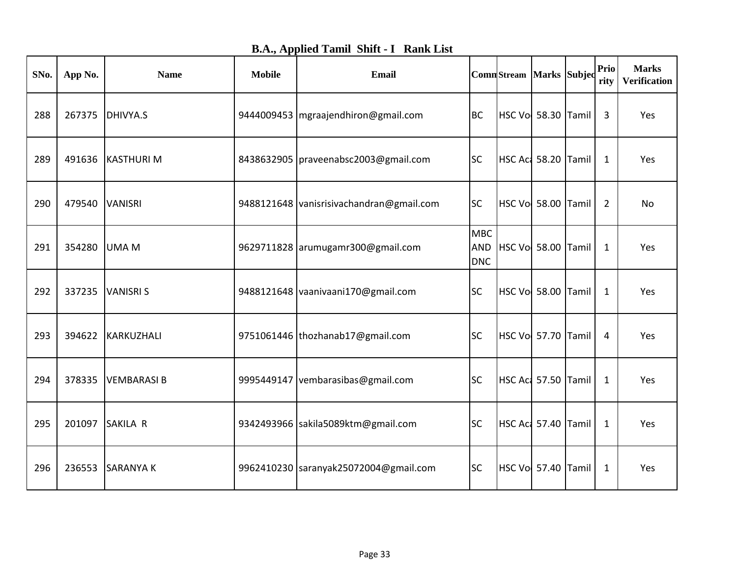# B.A., Applied Tamil Shift - I Rank List

| SNo. | App No. | Name | Mobile | Email | Comm | Stream | Marks | Subjec | Priority | Marks Verification |
|---|---|---|---|---|---|---|---|---|---|---|
| 288 | 267375 | DHIVYA.S | 9444009453 | mgraajendhiron@gmail.com | BC | HSC Vo | 58.30 | Tamil | 3 | Yes |
| 289 | 491636 | KASTHURI M | 8438632905 | praveenabsc2003@gmail.com | SC | HSC Aca | 58.20 | Tamil | 1 | Yes |
| 290 | 479540 | VANISRI | 9488121648 | vanisrisivachandran@gmail.com | SC | HSC Vo | 58.00 | Tamil | 2 | No |
| 291 | 354280 | UMA M | 9629711828 | arumugamr300@gmail.com | MBC AND DNC | HSC Vo | 58.00 | Tamil | 1 | Yes |
| 292 | 337235 | VANISRI S | 9488121648 | vaanivaani170@gmail.com | SC | HSC Vo | 58.00 | Tamil | 1 | Yes |
| 293 | 394622 | KARKUZHALI | 9751061446 | thozhanab17@gmail.com | SC | HSC Vo | 57.70 | Tamil | 4 | Yes |
| 294 | 378335 | VEMBARASI B | 9995449147 | vembarasibas@gmail.com | SC | HSC Aca | 57.50 | Tamil | 1 | Yes |
| 295 | 201097 | SAKILA R | 9342493966 | sakila5089ktm@gmail.com | SC | HSC Aca | 57.40 | Tamil | 1 | Yes |
| 296 | 236553 | SARANYA K | 9962410230 | saranyak25072004@gmail.com | SC | HSC Vo | 57.40 | Tamil | 1 | Yes |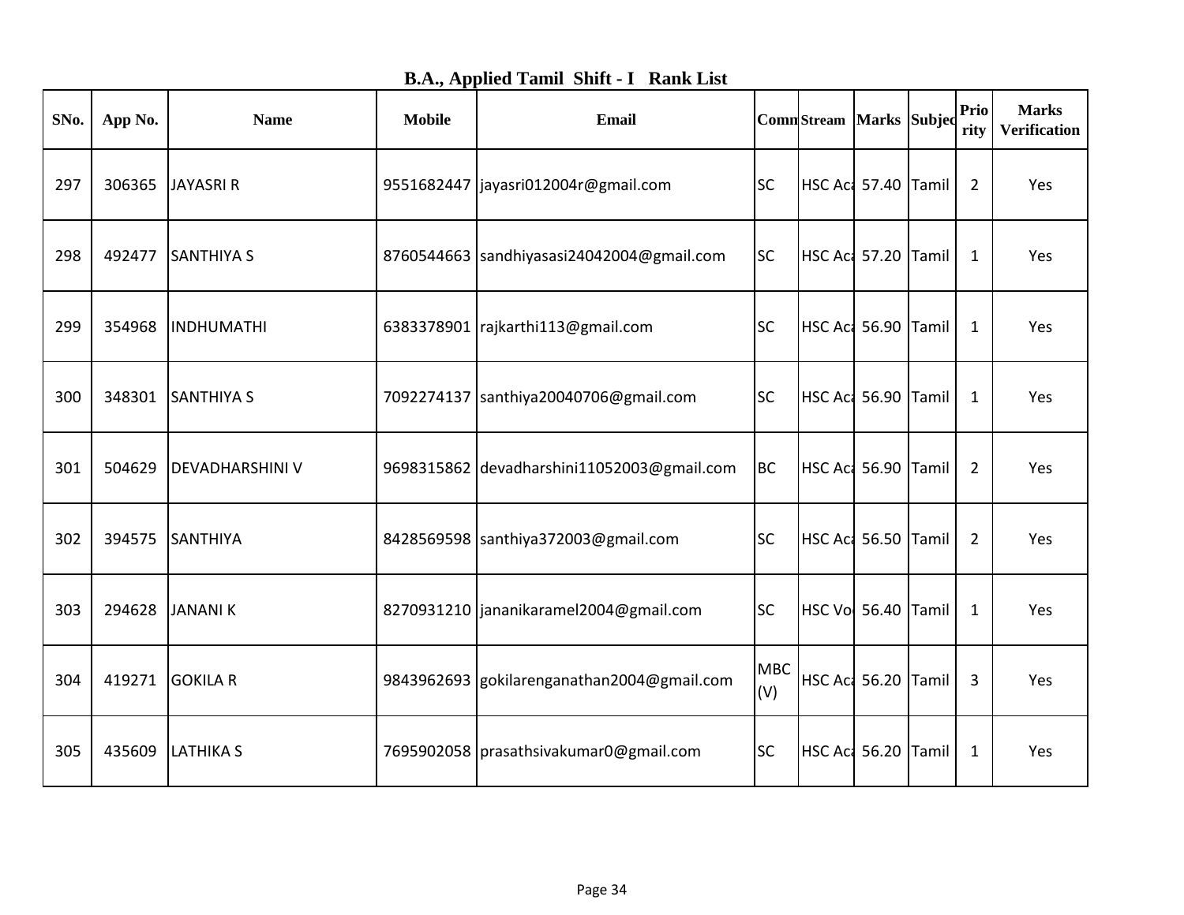## B.A., Applied Tamil Shift - I Rank List

| SNo. | App No. | Name | Mobile | Email | Comm | Stream | Marks | Subject | Priority | Marks Verification |
|---|---|---|---|---|---|---|---|---|---|---|
| 297 | 306365 | JAYASRI R | 9551682447 | jayasri012004r@gmail.com | SC | HSC Aca | 57.40 | Tamil | 2 | Yes |
| 298 | 492477 | SANTHIYA S | 8760544663 | sandhiyasasi24042004@gmail.com | SC | HSC Aca | 57.20 | Tamil | 1 | Yes |
| 299 | 354968 | INDHUMATHI | 6383378901 | rajkarthi113@gmail.com | SC | HSC Aca | 56.90 | Tamil | 1 | Yes |
| 300 | 348301 | SANTHIYA S | 7092274137 | santhiya20040706@gmail.com | SC | HSC Aca | 56.90 | Tamil | 1 | Yes |
| 301 | 504629 | DEVADHARSHINI V | 9698315862 | devadharshini11052003@gmail.com | BC | HSC Aca | 56.90 | Tamil | 2 | Yes |
| 302 | 394575 | SANTHIYA | 8428569598 | santhiya372003@gmail.com | SC | HSC Aca | 56.50 | Tamil | 2 | Yes |
| 303 | 294628 | JANANI K | 8270931210 | jananikaramel2004@gmail.com | SC | HSC Voc | 56.40 | Tamil | 1 | Yes |
| 304 | 419271 | GOKILA R | 9843962693 | gokilarenganathan2004@gmail.com | MBC (V) | HSC Aca | 56.20 | Tamil | 3 | Yes |
| 305 | 435609 | LATHIKA S | 7695902058 | prasathsivakumar0@gmail.com | SC | HSC Aca | 56.20 | Tamil | 1 | Yes |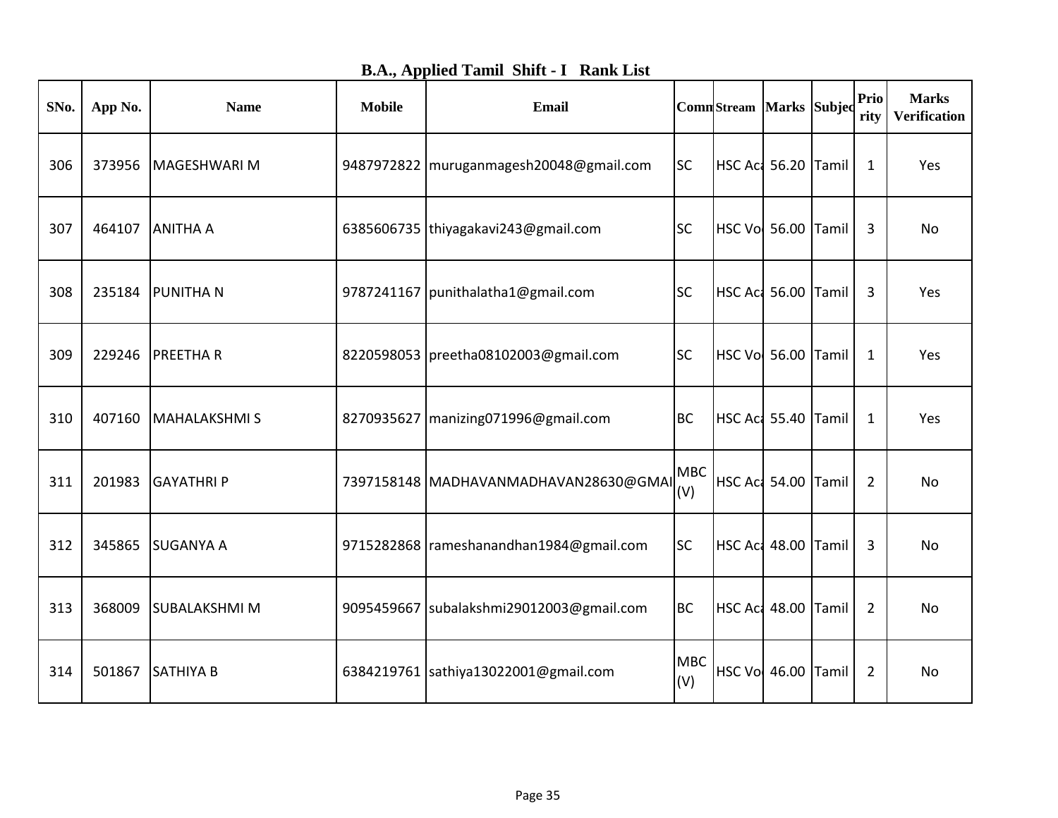## B.A., Applied Tamil Shift - I Rank List

| SNo. | App No. | Name | Mobile | Email | Comm | Stream | Marks | Subject | Priority | Marks Verification |
|---|---|---|---|---|---|---|---|---|---|---|
| 306 | 373956 | MAGESHWARI M | 9487972822 | muruganmagesh20048@gmail.com | SC | HSC Aca | 56.20 | Tamil | 1 | Yes |
| 307 | 464107 | ANITHA A | 6385606735 | thiyagakavi243@gmail.com | SC | HSC Vo | 56.00 | Tamil | 3 | No |
| 308 | 235184 | PUNITHA N | 9787241167 | punithalatha1@gmail.com | SC | HSC Aca | 56.00 | Tamil | 3 | Yes |
| 309 | 229246 | PREETHA R | 8220598053 | preetha08102003@gmail.com | SC | HSC Vo | 56.00 | Tamil | 1 | Yes |
| 310 | 407160 | MAHALAKSHMI S | 8270935627 | manizing071996@gmail.com | BC | HSC Aca | 55.40 | Tamil | 1 | Yes |
| 311 | 201983 | GAYATHRI P | 7397158148 | MADHAVANMADHAVAN28630@GMAI | MBC (V) | HSC Aca | 54.00 | Tamil | 2 | No |
| 312 | 345865 | SUGANYA A | 9715282868 | rameshanandhan1984@gmail.com | SC | HSC Aca | 48.00 | Tamil | 3 | No |
| 313 | 368009 | SUBALAKSHMI M | 9095459667 | subalakshmi29012003@gmail.com | BC | HSC Aca | 48.00 | Tamil | 2 | No |
| 314 | 501867 | SATHIYA B | 6384219761 | sathiya13022001@gmail.com | MBC (V) | HSC Vo | 46.00 | Tamil | 2 | No |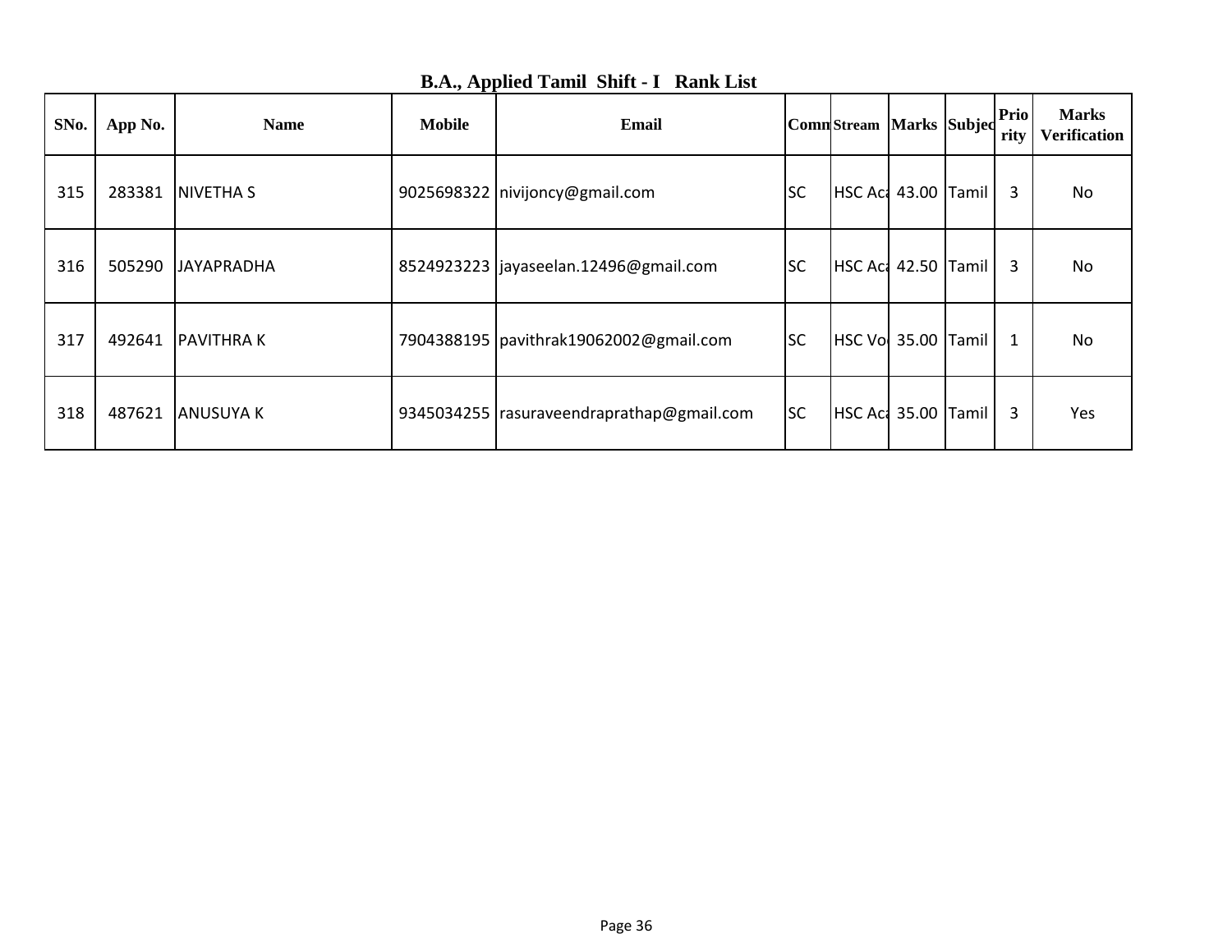## B.A., Applied Tamil Shift - I Rank List

| SNo. | App No. | Name | Mobile | Email | Comm | Stream | Marks | Subjec | Prio rity | Marks Verification |
|---|---|---|---|---|---|---|---|---|---|---|
| 315 | 283381 | NIVETHA S | 9025698322 | nivijoncy@gmail.com | SC | HSC Aca | 43.00 | Tamil | 3 | No |
| 316 | 505290 | JAYAPRADHA | 8524923223 | jayaseelan.12496@gmail.com | SC | HSC Aca | 42.50 | Tamil | 3 | No |
| 317 | 492641 | PAVITHRA K | 7904388195 | pavithrak19062002@gmail.com | SC | HSC Vo | 35.00 | Tamil | 1 | No |
| 318 | 487621 | ANUSUYA K | 9345034255 | rasuraveendraprathap@gmail.com | SC | HSC Aca | 35.00 | Tamil | 3 | Yes |